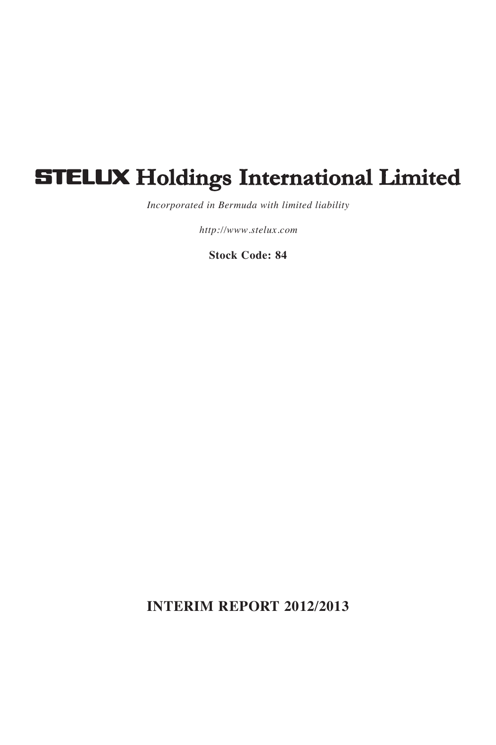# STELUX Holdings International Limited

*Incorporated in Bermuda with limited liability*

*http://www.stelux.com*

**Stock Code: 84**

## INTERIM REPORT 2012/2013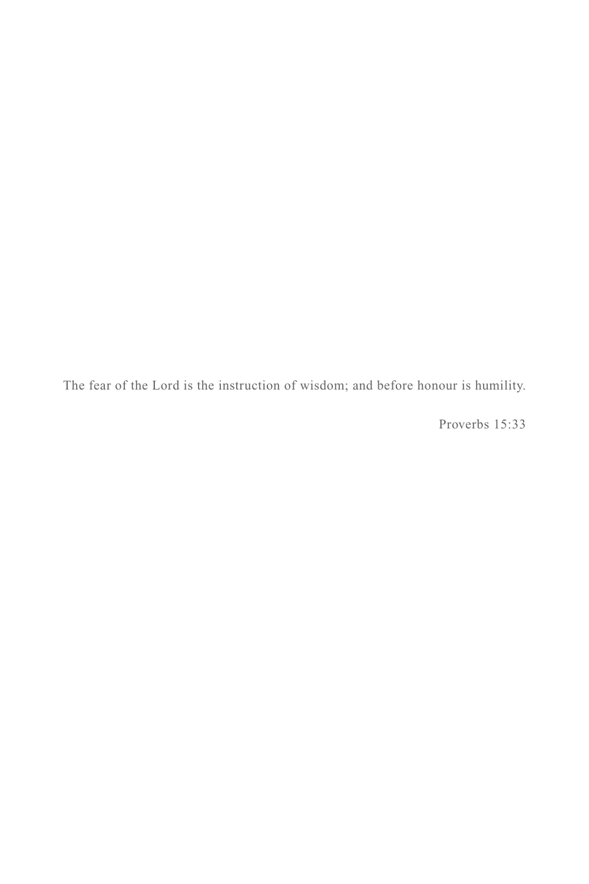The fear of the Lord is the instruction of wisdom; and before honour is humility.

Proverbs 15:33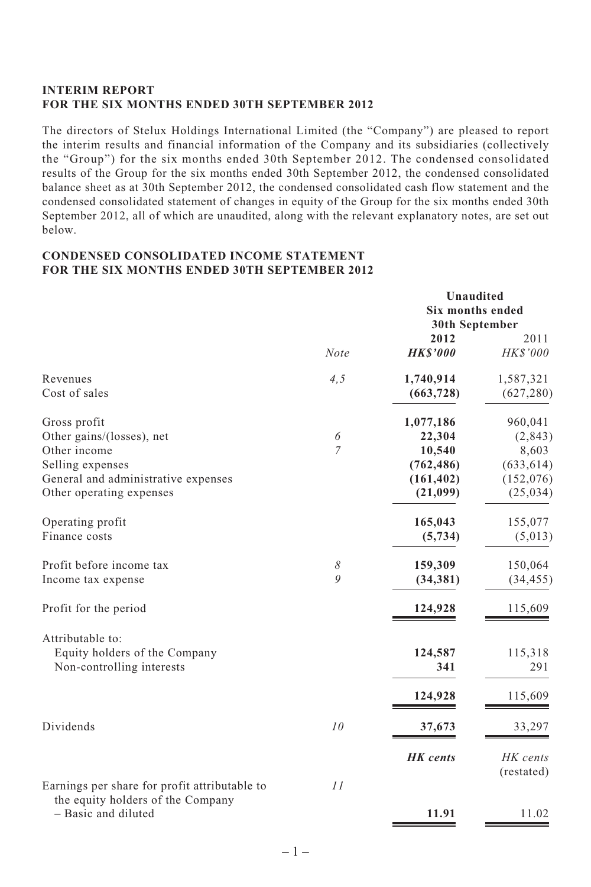**INTERIM REPORT**
**FOR THE SIX MONTHS ENDED 30TH SEPTEMBER 2012**

The directors of Stelux Holdings International Limited (the "Company") are pleased to report the interim results and financial information of the Company and its subsidiaries (collectively the "Group") for the six months ended 30th September 2012. The condensed consolidated results of the Group for the six months ended 30th September 2012, the condensed consolidated balance sheet as at 30th September 2012, the condensed consolidated cash flow statement and the condensed consolidated statement of changes in equity of the Group for the six months ended 30th September 2012, all of which are unaudited, along with the relevant explanatory notes, are set out below.

**CONDENSED CONSOLIDATED INCOME STATEMENT**
**FOR THE SIX MONTHS ENDED 30TH SEPTEMBER 2012**

| | | **Unaudited** | |
|---|---|---|---|
| | | **Six months ended 30th September** | |
| | | **2012** | 2011 |
| | *Note* | ***HK$'000*** | *HK$'000* |
| Revenues | *4,5* | **1,740,914** | 1,587,321 |
| Cost of sales | | **(663,728)** | (627,280) |
| Gross profit | | **1,077,186** | 960,041 |
| Other gains/(losses), net | *6* | **22,304** | (2,843) |
| Other income | *7* | **10,540** | 8,603 |
| Selling expenses | | **(762,486)** | (633,614) |
| General and administrative expenses | | **(161,402)** | (152,076) |
| Other operating expenses | | **(21,099)** | (25,034) |
| Operating profit | | **165,043** | 155,077 |
| Finance costs | | **(5,734)** | (5,013) |
| Profit before income tax | *8* | **159,309** | 150,064 |
| Income tax expense | *9* | **(34,381)** | (34,455) |
| Profit for the period | | **124,928** | 115,609 |
| Attributable to: | | | |
| Equity holders of the Company | | **124,587** | 115,318 |
| Non-controlling interests | | **341** | 291 |
| | | **124,928** | 115,609 |
| Dividends | *10* | **37,673** | 33,297 |
| | | ***HK cents*** | *HK cents* (restated) |
| Earnings per share for profit attributable to the equity holders of the Company – Basic and diluted | *11* | **11.91** | 11.02 |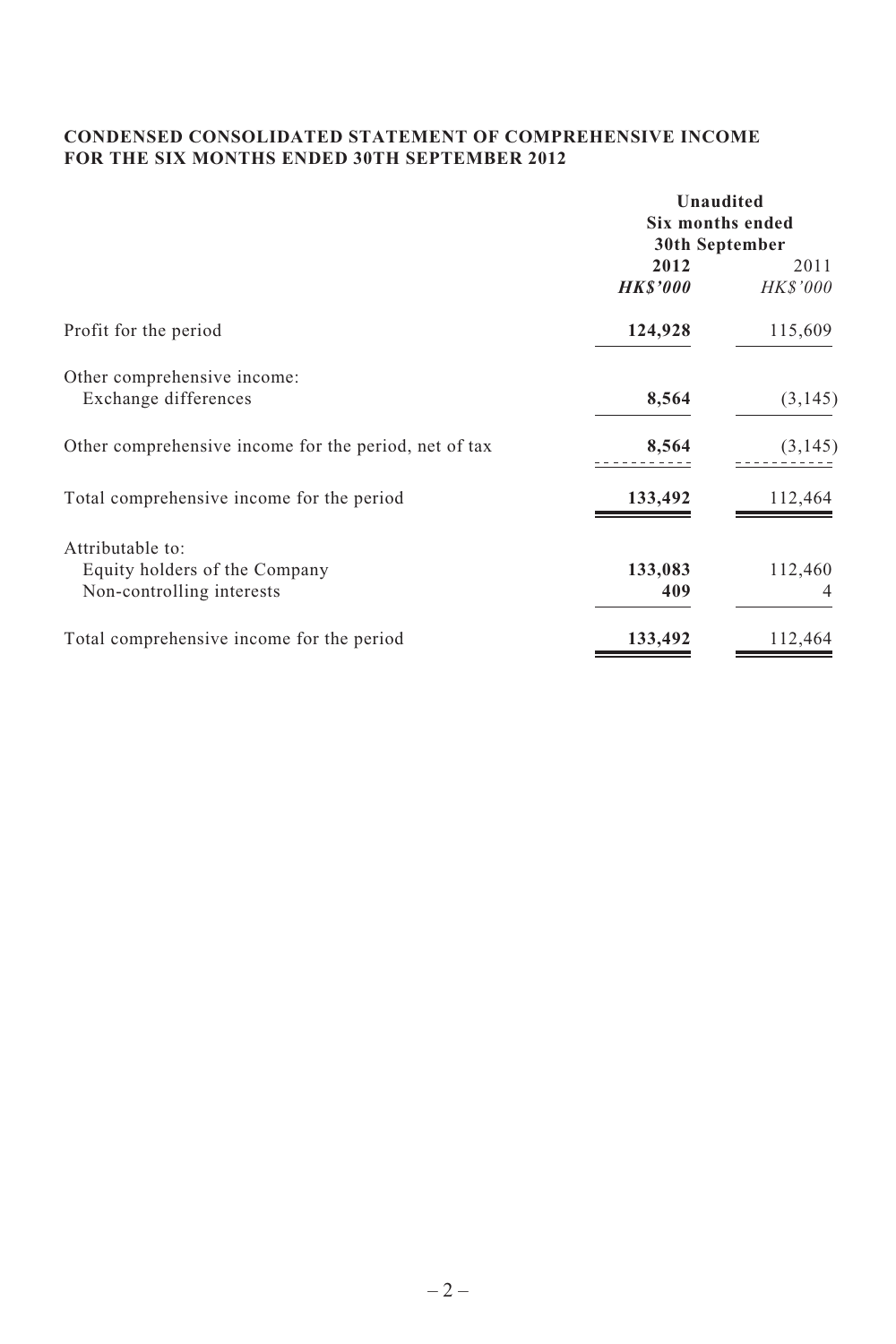**CONDENSED CONSOLIDATED STATEMENT OF COMPREHENSIVE INCOME**
**FOR THE SIX MONTHS ENDED 30TH SEPTEMBER 2012**

| | Unaudited | |
|---|---|---|
| | Six months ended 30th September | |
| | **2012** | 2011 |
| | ***HK$'000*** | *HK$'000* |
| Profit for the period | **124,928** | 115,609 |
| Other comprehensive income: | | |
| Exchange differences | **8,564** | (3,145) |
| Other comprehensive income for the period, net of tax | **8,564** | (3,145) |
| Total comprehensive income for the period | **133,492** | 112,464 |
| Attributable to: | | |
| Equity holders of the Company | **133,083** | 112,460 |
| Non-controlling interests | **409** | 4 |
| Total comprehensive income for the period | **133,492** | 112,464 |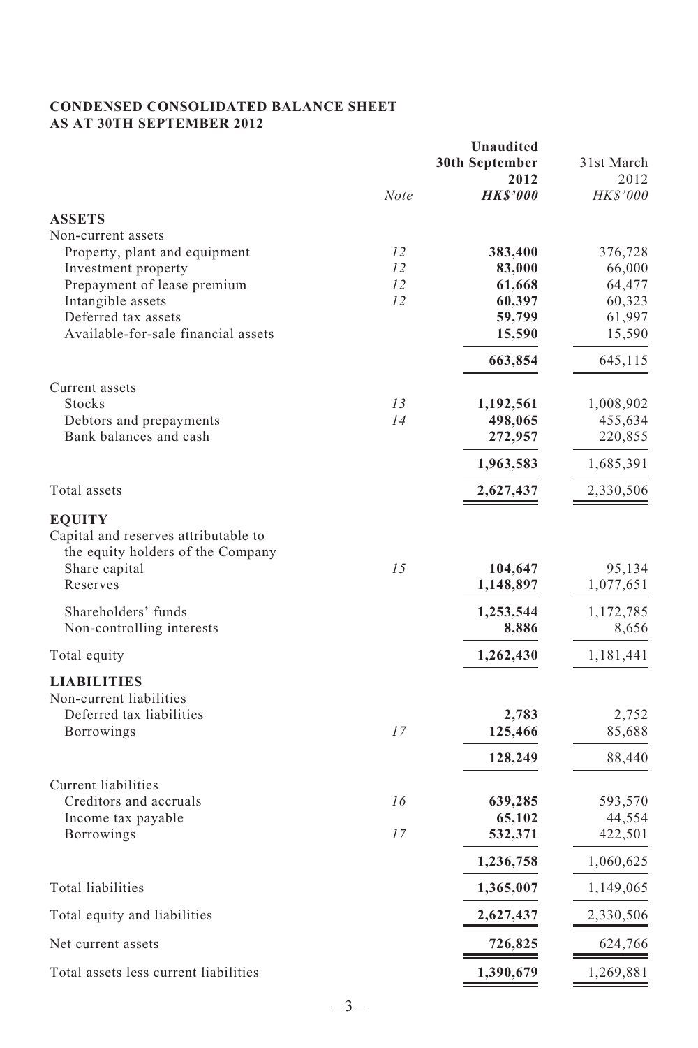# CONDENSED CONSOLIDATED BALANCE SHEET
## AS AT 30TH SEPTEMBER 2012

| | Note | Unaudited 30th September 2012 ***HK$'000*** | 31st March 2012 *HK$'000* |
|---|---|---|---|
| **ASSETS** | | | |
| Non-current assets | | | |
| Property, plant and equipment | 12 | **383,400** | 376,728 |
| Investment property | 12 | **83,000** | 66,000 |
| Prepayment of lease premium | 12 | **61,668** | 64,477 |
| Intangible assets | 12 | **60,397** | 60,323 |
| Deferred tax assets | | **59,799** | 61,997 |
| Available-for-sale financial assets | | **15,590** | 15,590 |
| | | **663,854** | 645,115 |
| Current assets | | | |
| Stocks | 13 | **1,192,561** | 1,008,902 |
| Debtors and prepayments | 14 | **498,065** | 455,634 |
| Bank balances and cash | | **272,957** | 220,855 |
| | | **1,963,583** | 1,685,391 |
| Total assets | | **2,627,437** | 2,330,506 |
| **EQUITY** | | | |
| Capital and reserves attributable to the equity holders of the Company | | | |
| Share capital | 15 | **104,647** | 95,134 |
| Reserves | | **1,148,897** | 1,077,651 |
| Shareholders' funds | | **1,253,544** | 1,172,785 |
| Non-controlling interests | | **8,886** | 8,656 |
| Total equity | | **1,262,430** | 1,181,441 |
| **LIABILITIES** | | | |
| Non-current liabilities | | | |
| Deferred tax liabilities | | **2,783** | 2,752 |
| Borrowings | 17 | **125,466** | 85,688 |
| | | **128,249** | 88,440 |
| Current liabilities | | | |
| Creditors and accruals | 16 | **639,285** | 593,570 |
| Income tax payable | | **65,102** | 44,554 |
| Borrowings | 17 | **532,371** | 422,501 |
| | | **1,236,758** | 1,060,625 |
| Total liabilities | | **1,365,007** | 1,149,065 |
| Total equity and liabilities | | **2,627,437** | 2,330,506 |
| Net current assets | | **726,825** | 624,766 |
| Total assets less current liabilities | | **1,390,679** | 1,269,881 |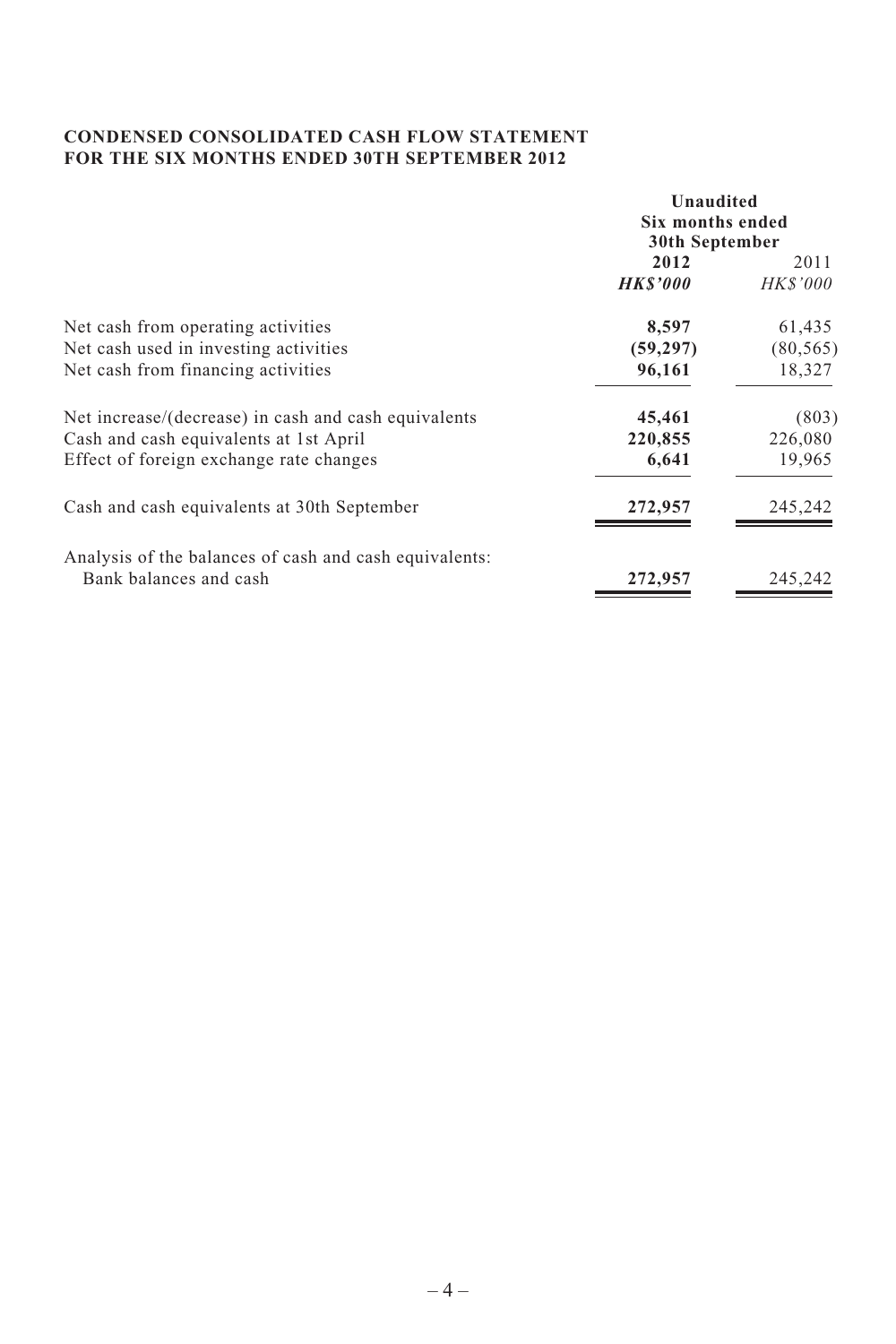**CONDENSED CONSOLIDATED CASH FLOW STATEMENT**
**FOR THE SIX MONTHS ENDED 30TH SEPTEMBER 2012**

| | Unaudited Six months ended 30th September | |
|---|---|---|
| | **2012** | 2011 |
| | ***HK$'000*** | *HK$'000* |
| Net cash from operating activities | **8,597** | 61,435 |
| Net cash used in investing activities | **(59,297)** | (80,565) |
| Net cash from financing activities | **96,161** | 18,327 |
| Net increase/(decrease) in cash and cash equivalents | **45,461** | (803) |
| Cash and cash equivalents at 1st April | **220,855** | 226,080 |
| Effect of foreign exchange rate changes | **6,641** | 19,965 |
| Cash and cash equivalents at 30th September | **272,957** | 245,242 |
| Analysis of the balances of cash and cash equivalents: | | |
| Bank balances and cash | **272,957** | 245,242 |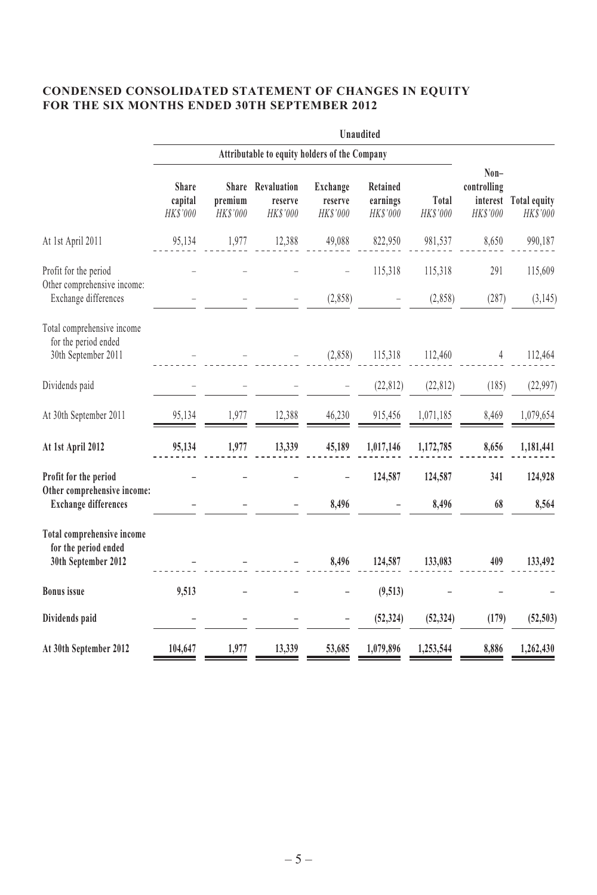**CONDENSED CONSOLIDATED STATEMENT OF CHANGES IN EQUITY FOR THE SIX MONTHS ENDED 30TH SEPTEMBER 2012**

| | Unaudited | | | | | | | |
|---|---|---|---|---|---|---|---|---|
| | Attributable to equity holders of the Company | | | | | | | |
| | Share capital *HK$'000* | Share premium *HK$'000* | Revaluation reserve *HK$'000* | Exchange reserve *HK$'000* | Retained earnings *HK$'000* | Total *HK$'000* | Non–controlling interest *HK$'000* | Total equity *HK$'000* |
| At 1st April 2011 | 95,134 | 1,977 | 12,388 | 49,088 | 822,950 | 981,537 | 8,650 | 990,187 |
| Profit for the period | – | – | – | – | 115,318 | 115,318 | 291 | 115,609 |
| Other comprehensive income: Exchange differences | – | – | – | (2,858) | – | (2,858) | (287) | (3,145) |
| Total comprehensive income for the period ended 30th September 2011 | – | – | – | (2,858) | 115,318 | 112,460 | 4 | 112,464 |
| Dividends paid | – | – | – | – | (22,812) | (22,812) | (185) | (22,997) |
| At 30th September 2011 | 95,134 | 1,977 | 12,388 | 46,230 | 915,456 | 1,071,185 | 8,469 | 1,079,654 |
| **At 1st April 2012** | **95,134** | **1,977** | **13,339** | **45,189** | **1,017,146** | **1,172,785** | **8,656** | **1,181,441** |
| **Profit for the period** | **–** | **–** | **–** | **–** | **124,587** | **124,587** | **341** | **124,928** |
| **Other comprehensive income: Exchange differences** | **–** | **–** | **–** | **8,496** | **–** | **8,496** | **68** | **8,564** |
| **Total comprehensive income for the period ended 30th September 2012** | **–** | **–** | **–** | **8,496** | **124,587** | **133,083** | **409** | **133,492** |
| **Bonus issue** | **9,513** | **–** | **–** | **–** | **(9,513)** | **–** | **–** | **–** |
| **Dividends paid** | **–** | **–** | **–** | **–** | **(52,324)** | **(52,324)** | **(179)** | **(52,503)** |
| **At 30th September 2012** | **104,647** | **1,977** | **13,339** | **53,685** | **1,079,896** | **1,253,544** | **8,886** | **1,262,430** |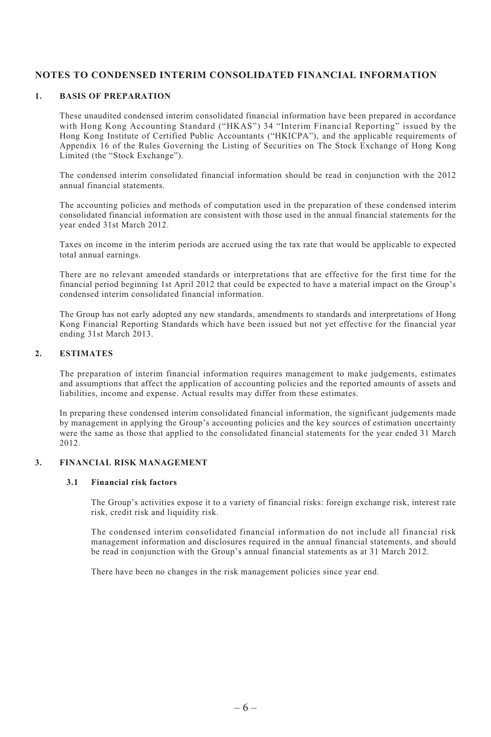# NOTES TO CONDENSED INTERIM CONSOLIDATED FINANCIAL INFORMATION

## 1. BASIS OF PREPARATION

These unaudited condensed interim consolidated financial information have been prepared in accordance with Hong Kong Accounting Standard ("HKAS") 34 "Interim Financial Reporting" issued by the Hong Kong Institute of Certified Public Accountants ("HKICPA"), and the applicable requirements of Appendix 16 of the Rules Governing the Listing of Securities on The Stock Exchange of Hong Kong Limited (the "Stock Exchange").

The condensed interim consolidated financial information should be read in conjunction with the 2012 annual financial statements.

The accounting policies and methods of computation used in the preparation of these condensed interim consolidated financial information are consistent with those used in the annual financial statements for the year ended 31st March 2012.

Taxes on income in the interim periods are accrued using the tax rate that would be applicable to expected total annual earnings.

There are no relevant amended standards or interpretations that are effective for the first time for the financial period beginning 1st April 2012 that could be expected to have a material impact on the Group's condensed interim consolidated financial information.

The Group has not early adopted any new standards, amendments to standards and interpretations of Hong Kong Financial Reporting Standards which have been issued but not yet effective for the financial year ending 31st March 2013.

## 2. ESTIMATES

The preparation of interim financial information requires management to make judgements, estimates and assumptions that affect the application of accounting policies and the reported amounts of assets and liabilities, income and expense. Actual results may differ from these estimates.

In preparing these condensed interim consolidated financial information, the significant judgements made by management in applying the Group's accounting policies and the key sources of estimation uncertainty were the same as those that applied to the consolidated financial statements for the year ended 31 March 2012.

## 3. FINANCIAL RISK MANAGEMENT

### 3.1 Financial risk factors

The Group's activities expose it to a variety of financial risks: foreign exchange risk, interest rate risk, credit risk and liquidity risk.

The condensed interim consolidated financial information do not include all financial risk management information and disclosures required in the annual financial statements, and should be read in conjunction with the Group's annual financial statements as at 31 March 2012.

There have been no changes in the risk management policies since year end.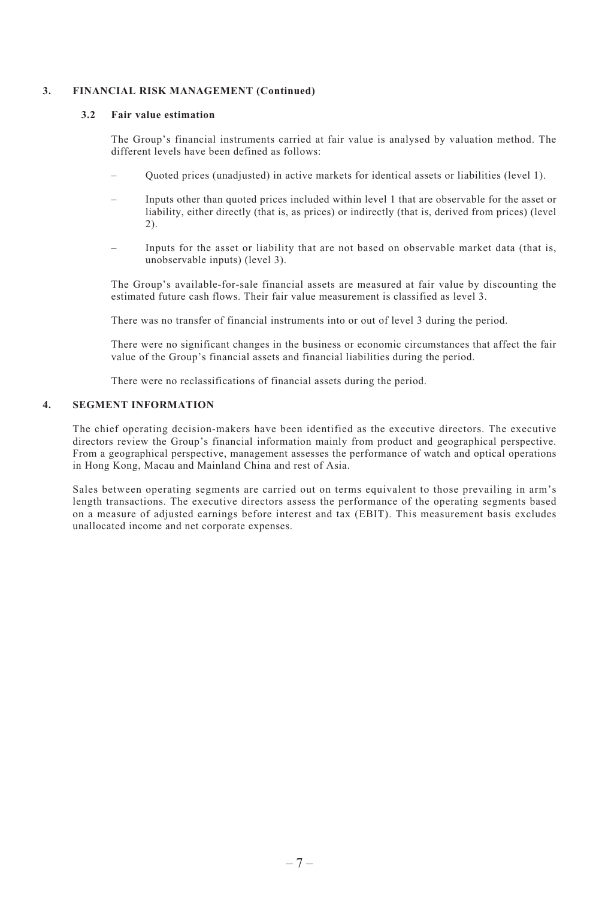## 3. FINANCIAL RISK MANAGEMENT (Continued)

### 3.2 Fair value estimation

The Group's financial instruments carried at fair value is analysed by valuation method. The different levels have been defined as follows:

- Quoted prices (unadjusted) in active markets for identical assets or liabilities (level 1).
- Inputs other than quoted prices included within level 1 that are observable for the asset or liability, either directly (that is, as prices) or indirectly (that is, derived from prices) (level 2).
- Inputs for the asset or liability that are not based on observable market data (that is, unobservable inputs) (level 3).

The Group's available-for-sale financial assets are measured at fair value by discounting the estimated future cash flows. Their fair value measurement is classified as level 3.

There was no transfer of financial instruments into or out of level 3 during the period.

There were no significant changes in the business or economic circumstances that affect the fair value of the Group's financial assets and financial liabilities during the period.

There were no reclassifications of financial assets during the period.

## 4. SEGMENT INFORMATION

The chief operating decision-makers have been identified as the executive directors. The executive directors review the Group's financial information mainly from product and geographical perspective. From a geographical perspective, management assesses the performance of watch and optical operations in Hong Kong, Macau and Mainland China and rest of Asia.

Sales between operating segments are carried out on terms equivalent to those prevailing in arm's length transactions. The executive directors assess the performance of the operating segments based on a measure of adjusted earnings before interest and tax (EBIT). This measurement basis excludes unallocated income and net corporate expenses.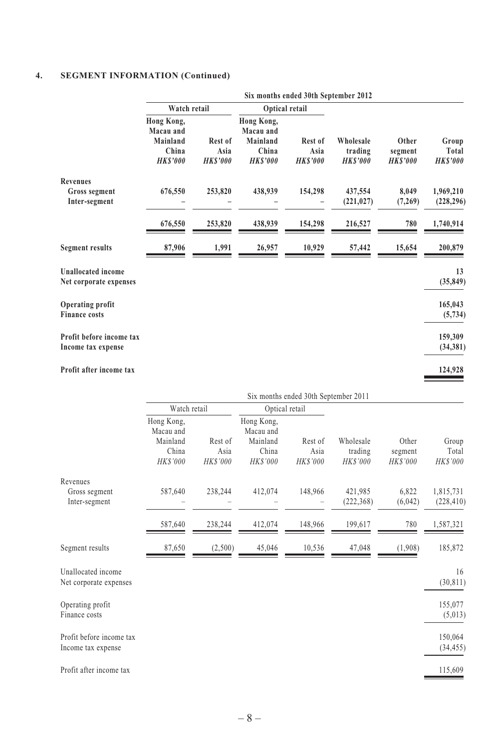## 4. SEGMENT INFORMATION (Continued)

| | Six months ended 30th September 2012 | | | | | | |
|---|---|---|---|---|---|---|---|
| | Watch retail | | Optical retail | | | | |
| | Hong Kong, Macau and Mainland China | Rest of Asia | Hong Kong, Macau and Mainland China | Rest of Asia | Wholesale trading | Other segment | Group Total |
| | *HK$'000* | *HK$'000* | *HK$'000* | *HK$'000* | *HK$'000* | *HK$'000* | *HK$'000* |
| **Revenues** | | | | | | | |
| Gross segment | 676,550 | 253,820 | 438,939 | 154,298 | 437,554 | 8,049 | 1,969,210 |
| Inter-segment | – | – | – | – | (221,027) | (7,269) | (228,296) |
| | 676,550 | 253,820 | 438,939 | 154,298 | 216,527 | 780 | 1,740,914 |
| **Segment results** | 87,906 | 1,991 | 26,957 | 10,929 | 57,442 | 15,654 | 200,879 |
| **Unallocated income** | | | | | | | 13 |
| **Net corporate expenses** | | | | | | | (35,849) |
| **Operating profit** | | | | | | | 165,043 |
| **Finance costs** | | | | | | | (5,734) |
| **Profit before income tax** | | | | | | | 159,309 |
| **Income tax expense** | | | | | | | (34,381) |
| **Profit after income tax** | | | | | | | 124,928 |

| | Six months ended 30th September 2011 | | | | | | |
|---|---|---|---|---|---|---|---|
| | Watch retail | | Optical retail | | | | |
| | Hong Kong, Macau and Mainland China | Rest of Asia | Hong Kong, Macau and Mainland China | Rest of Asia | Wholesale trading | Other segment | Group Total |
| | *HK$'000* | *HK$'000* | *HK$'000* | *HK$'000* | *HK$'000* | *HK$'000* | *HK$'000* |
| Revenues | | | | | | | |
| Gross segment | 587,640 | 238,244 | 412,074 | 148,966 | 421,985 | 6,822 | 1,815,731 |
| Inter-segment | – | – | – | – | (222,368) | (6,042) | (228,410) |
| | 587,640 | 238,244 | 412,074 | 148,966 | 199,617 | 780 | 1,587,321 |
| Segment results | 87,650 | (2,500) | 45,046 | 10,536 | 47,048 | (1,908) | 185,872 |
| Unallocated income | | | | | | | 16 |
| Net corporate expenses | | | | | | | (30,811) |
| Operating profit | | | | | | | 155,077 |
| Finance costs | | | | | | | (5,013) |
| Profit before income tax | | | | | | | 150,064 |
| Income tax expense | | | | | | | (34,455) |
| Profit after income tax | | | | | | | 115,609 |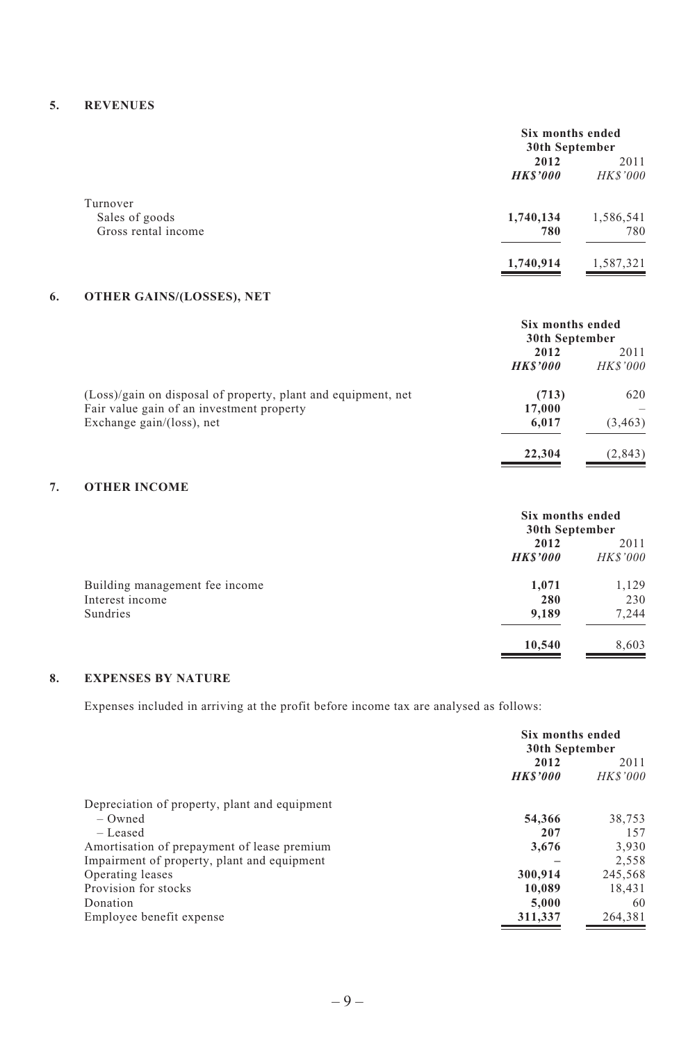## 5. REVENUES

| | Six months ended 30th September | |
|---|---|---|
| | **2012** | 2011 |
| | ***HK$'000*** | *HK$'000* |
| Turnover | | |
| Sales of goods | **1,740,134** | 1,586,541 |
| Gross rental income | **780** | 780 |
| | **1,740,914** | 1,587,321 |

## 6. OTHER GAINS/(LOSSES), NET

| | Six months ended 30th September | |
|---|---|---|
| | **2012** | 2011 |
| | ***HK$'000*** | *HK$'000* |
| (Loss)/gain on disposal of property, plant and equipment, net | **(713)** | 620 |
| Fair value gain of an investment property | **17,000** | – |
| Exchange gain/(loss), net | **6,017** | (3,463) |
| | **22,304** | (2,843) |

## 7. OTHER INCOME

| | Six months ended 30th September | |
|---|---|---|
| | **2012** | 2011 |
| | ***HK$'000*** | *HK$'000* |
| Building management fee income | **1,071** | 1,129 |
| Interest income | **280** | 230 |
| Sundries | **9,189** | 7,244 |
| | **10,540** | 8,603 |

## 8. EXPENSES BY NATURE

Expenses included in arriving at the profit before income tax are analysed as follows:

| | Six months ended 30th September | |
|---|---|---|
| | **2012** | 2011 |
| | ***HK$'000*** | *HK$'000* |
| Depreciation of property, plant and equipment | | |
| – Owned | **54,366** | 38,753 |
| – Leased | **207** | 157 |
| Amortisation of prepayment of lease premium | **3,676** | 3,930 |
| Impairment of property, plant and equipment | **–** | 2,558 |
| Operating leases | **300,914** | 245,568 |
| Provision for stocks | **10,089** | 18,431 |
| Donation | **5,000** | 60 |
| Employee benefit expense | **311,337** | 264,381 |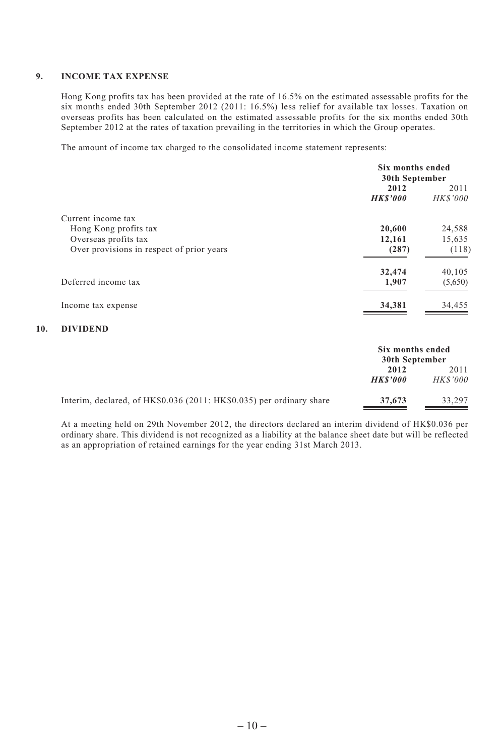## 9. INCOME TAX EXPENSE

Hong Kong profits tax has been provided at the rate of 16.5% on the estimated assessable profits for the six months ended 30th September 2012 (2011: 16.5%) less relief for available tax losses. Taxation on overseas profits has been calculated on the estimated assessable profits for the six months ended 30th September 2012 at the rates of taxation prevailing in the territories in which the Group operates.

The amount of income tax charged to the consolidated income statement represents:

| | Six months ended 30th September | |
|---|---|---|
| | **2012** | 2011 |
| | ***HK$'000*** | *HK$'000* |
| Current income tax | | |
| Hong Kong profits tax | **20,600** | 24,588 |
| Overseas profits tax | **12,161** | 15,635 |
| Over provisions in respect of prior years | **(287)** | (118) |
| | **32,474** | 40,105 |
| Deferred income tax | **1,907** | (5,650) |
| Income tax expense | **34,381** | 34,455 |

## 10. DIVIDEND

| | Six months ended 30th September | |
|---|---|---|
| | **2012** | 2011 |
| | ***HK$'000*** | *HK$'000* |
| Interim, declared, of HK$0.036 (2011: HK$0.035) per ordinary share | **37,673** | 33,297 |

At a meeting held on 29th November 2012, the directors declared an interim dividend of HK$0.036 per ordinary share. This dividend is not recognized as a liability at the balance sheet date but will be reflected as an appropriation of retained earnings for the year ending 31st March 2013.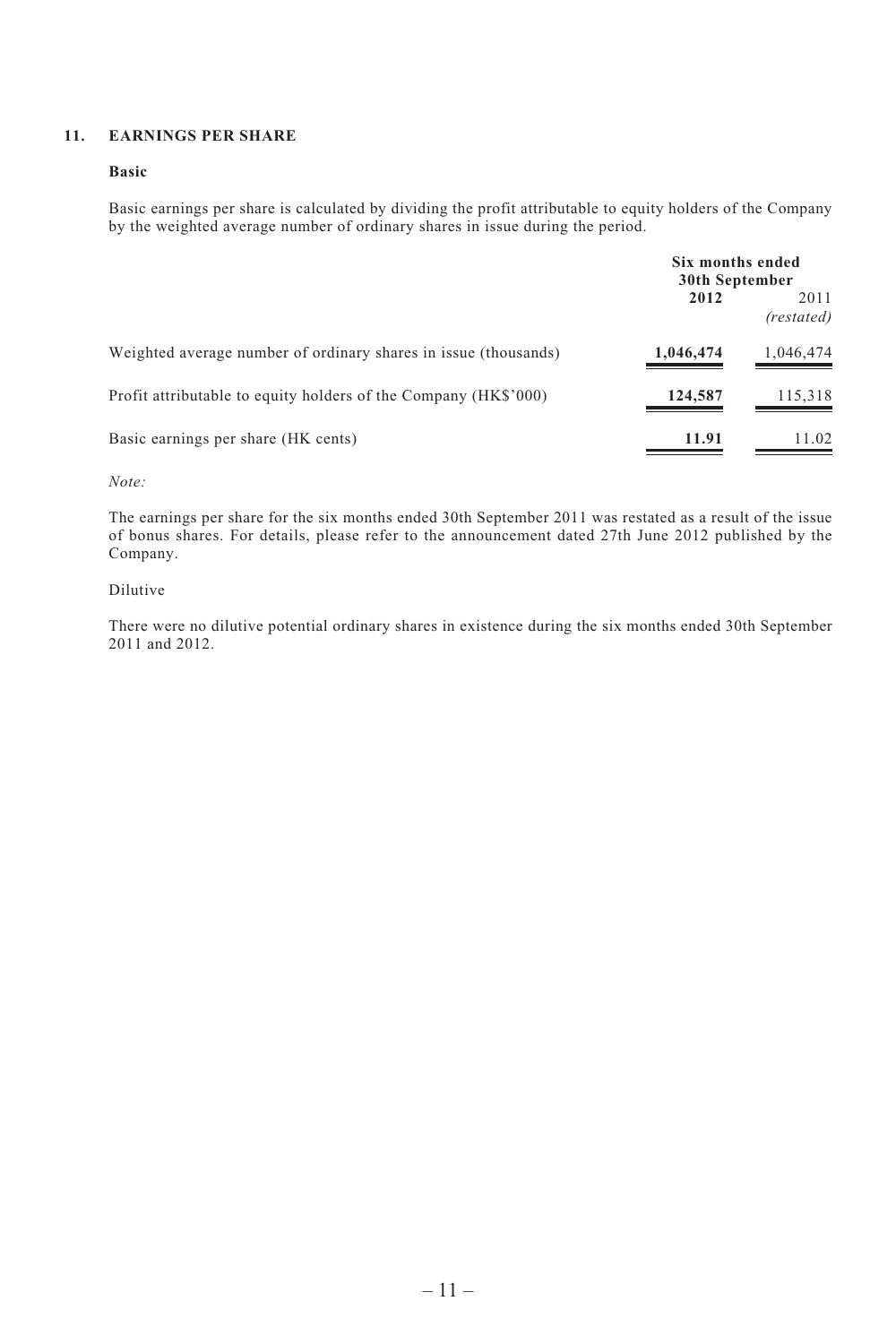## 11. EARNINGS PER SHARE

### Basic

Basic earnings per share is calculated by dividing the profit attributable to equity holders of the Company by the weighted average number of ordinary shares in issue during the period.

| | Six months ended 30th September | |
|---|---|---|
| | **2012** | 2011 *(restated)* |
| Weighted average number of ordinary shares in issue (thousands) | **1,046,474** | 1,046,474 |
| Profit attributable to equity holders of the Company (HK$'000) | **124,587** | 115,318 |
| Basic earnings per share (HK cents) | **11.91** | 11.02 |

*Note:*

The earnings per share for the six months ended 30th September 2011 was restated as a result of the issue of bonus shares. For details, please refer to the announcement dated 27th June 2012 published by the Company.

Dilutive

There were no dilutive potential ordinary shares in existence during the six months ended 30th September 2011 and 2012.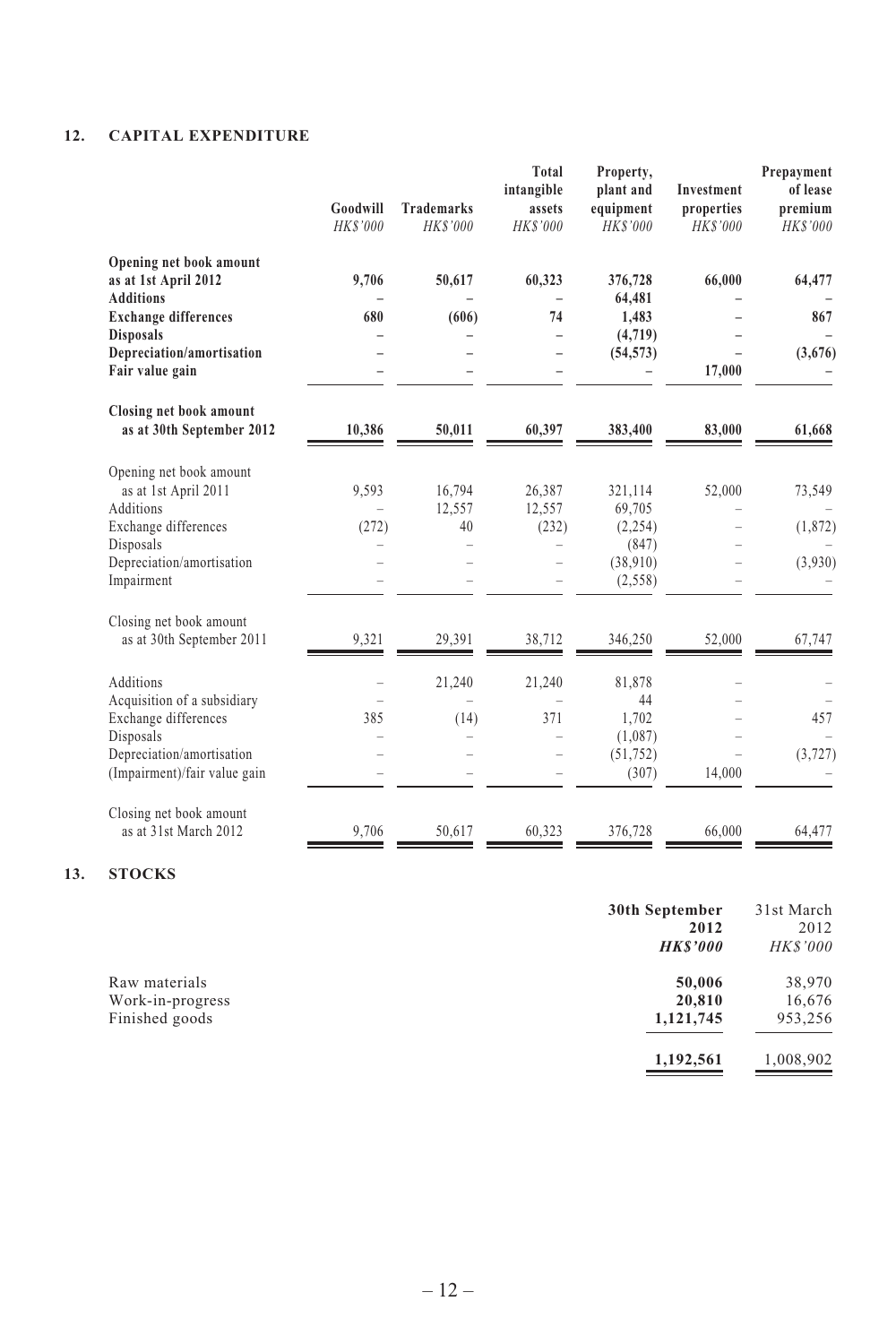## 12. CAPITAL EXPENDITURE

| | Goodwill *HK$'000* | Trademarks *HK$'000* | Total intangible assets *HK$'000* | Property, plant and equipment *HK$'000* | Investment properties *HK$'000* | Prepayment of lease premium *HK$'000* |
|---|---|---|---|---|---|---|
| **Opening net book amount as at 1st April 2012** | **9,706** | **50,617** | **60,323** | **376,728** | **66,000** | **64,477** |
| **Additions** | **–** | **–** | **–** | **64,481** | **–** | **–** |
| **Exchange differences** | **680** | **(606)** | **74** | **1,483** | **–** | **867** |
| **Disposals** | **–** | **–** | **–** | **(4,719)** | **–** | **–** |
| **Depreciation/amortisation** | **–** | **–** | **–** | **(54,573)** | **–** | **(3,676)** |
| **Fair value gain** | **–** | **–** | **–** | **–** | **17,000** | **–** |
| **Closing net book amount as at 30th September 2012** | **10,386** | **50,011** | **60,397** | **383,400** | **83,000** | **61,668** |
| Opening net book amount as at 1st April 2011 | 9,593 | 16,794 | 26,387 | 321,114 | 52,000 | 73,549 |
| Additions | – | 12,557 | 12,557 | 69,705 | – | – |
| Exchange differences | (272) | 40 | (232) | (2,254) | – | (1,872) |
| Disposals | – | – | – | (847) | – | – |
| Depreciation/amortisation | – | – | – | (38,910) | – | (3,930) |
| Impairment | – | – | – | (2,558) | – | – |
| Closing net book amount as at 30th September 2011 | 9,321 | 29,391 | 38,712 | 346,250 | 52,000 | 67,747 |
| Additions | – | 21,240 | 21,240 | 81,878 | – | – |
| Acquisition of a subsidiary | – | – | – | 44 | – | – |
| Exchange differences | 385 | (14) | 371 | 1,702 | – | 457 |
| Disposals | – | – | – | (1,087) | – | – |
| Depreciation/amortisation | – | – | – | (51,752) | – | (3,727) |
| (Impairment)/fair value gain | – | – | – | (307) | 14,000 | – |
| Closing net book amount as at 31st March 2012 | 9,706 | 50,617 | 60,323 | 376,728 | 66,000 | 64,477 |

## 13. STOCKS

| | **30th September 2012** ***HK$'000*** | 31st March 2012 *HK$'000* |
|---|---|---|
| Raw materials | **50,006** | 38,970 |
| Work-in-progress | **20,810** | 16,676 |
| Finished goods | **1,121,745** | 953,256 |
| | **1,192,561** | 1,008,902 |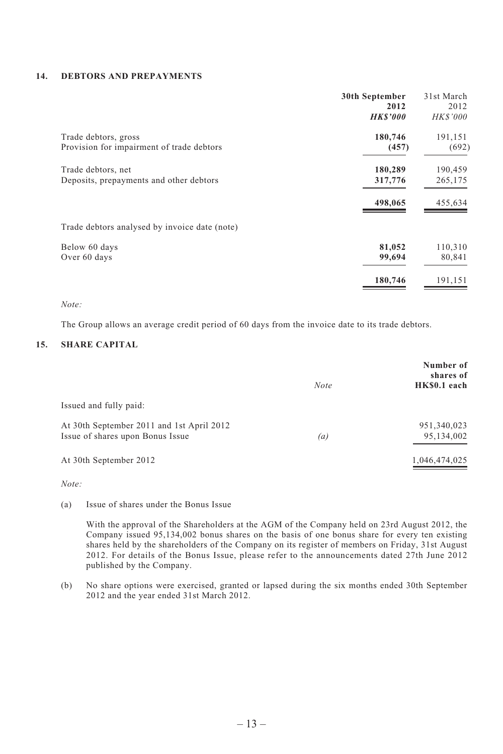## 14. DEBTORS AND PREPAYMENTS

| | **30th September 2012** | 31st March 2012 |
|---|---|---|
| | ***HK$'000*** | *HK$'000* |
| Trade debtors, gross | **180,746** | 191,151 |
| Provision for impairment of trade debtors | **(457)** | (692) |
| Trade debtors, net | **180,289** | 190,459 |
| Deposits, prepayments and other debtors | **317,776** | 265,175 |
| | **498,065** | 455,634 |
| Trade debtors analysed by invoice date (note) | | |
| Below 60 days | **81,052** | 110,310 |
| Over 60 days | **99,694** | 80,841 |
| | **180,746** | 191,151 |

*Note:*

The Group allows an average credit period of 60 days from the invoice date to its trade debtors.

## 15. SHARE CAPITAL

| | *Note* | **Number of shares of HK$0.1 each** |
|---|---|---|
| Issued and fully paid: | | |
| At 30th September 2011 and 1st April 2012 | | 951,340,023 |
| Issue of shares upon Bonus Issue | *(a)* | 95,134,002 |
| At 30th September 2012 | | 1,046,474,025 |

*Note:*

(a) Issue of shares under the Bonus Issue

With the approval of the Shareholders at the AGM of the Company held on 23rd August 2012, the Company issued 95,134,002 bonus shares on the basis of one bonus share for every ten existing shares held by the shareholders of the Company on its register of members on Friday, 31st August 2012. For details of the Bonus Issue, please refer to the announcements dated 27th June 2012 published by the Company.

(b) No share options were exercised, granted or lapsed during the six months ended 30th September 2012 and the year ended 31st March 2012.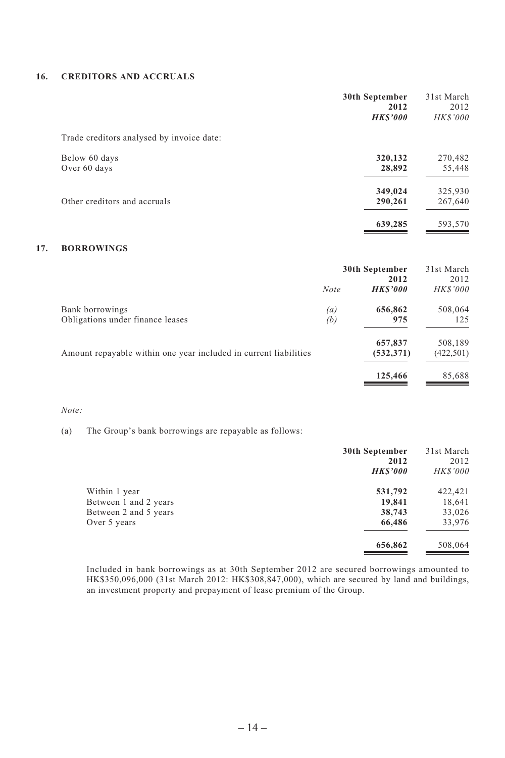## 16. CREDITORS AND ACCRUALS

| | **30th September 2012** | 31st March 2012 |
|---|---|---|
| | ***HK$'000*** | *HK$'000* |
| Trade creditors analysed by invoice date: | | |
| Below 60 days | **320,132** | 270,482 |
| Over 60 days | **28,892** | 55,448 |
| | **349,024** | 325,930 |
| Other creditors and accruals | **290,261** | 267,640 |
| | **639,285** | 593,570 |

## 17. BORROWINGS

| | *Note* | **30th September 2012** | 31st March 2012 |
|---|---|---|---|
| | | ***HK$'000*** | *HK$'000* |
| Bank borrowings | *(a)* | **656,862** | 508,064 |
| Obligations under finance leases | *(b)* | **975** | 125 |
| | | **657,837** | 508,189 |
| Amount repayable within one year included in current liabilities | | **(532,371)** | (422,501) |
| | | **125,466** | 85,688 |

*Note:*

(a) The Group's bank borrowings are repayable as follows:

| | **30th September 2012** | 31st March 2012 |
|---|---|---|
| | ***HK$'000*** | *HK$'000* |
| Within 1 year | **531,792** | 422,421 |
| Between 1 and 2 years | **19,841** | 18,641 |
| Between 2 and 5 years | **38,743** | 33,026 |
| Over 5 years | **66,486** | 33,976 |
| | **656,862** | 508,064 |

Included in bank borrowings as at 30th September 2012 are secured borrowings amounted to HK$350,096,000 (31st March 2012: HK$308,847,000), which are secured by land and buildings, an investment property and prepayment of lease premium of the Group.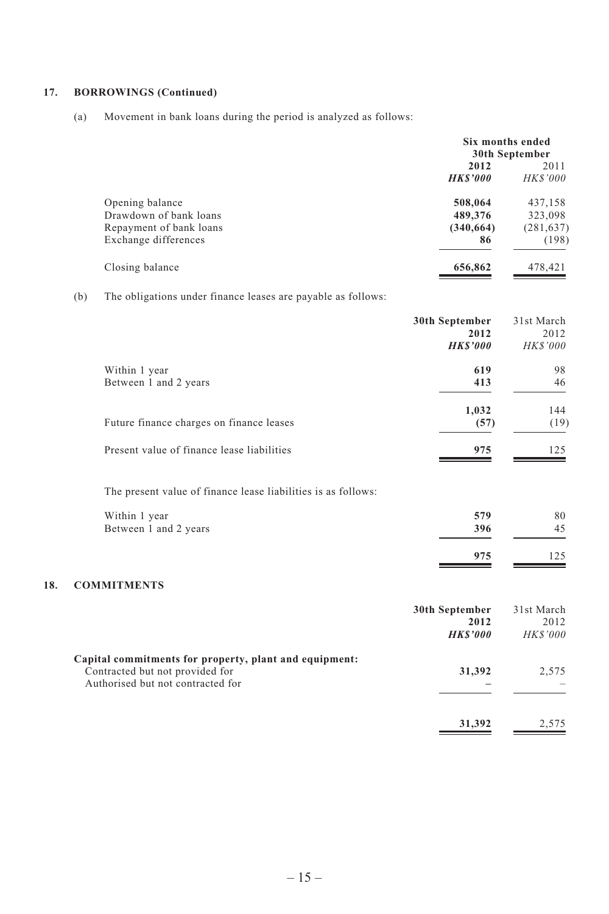## 17. BORROWINGS (Continued)

(a) Movement in bank loans during the period is analyzed as follows:

| | Six months ended 30th September | |
|---|---|---|
| | **2012** | 2011 |
| | ***HK$'000*** | *HK$'000* |
| Opening balance | **508,064** | 437,158 |
| Drawdown of bank loans | **489,376** | 323,098 |
| Repayment of bank loans | **(340,664)** | (281,637) |
| Exchange differences | **86** | (198) |
| Closing balance | **656,862** | 478,421 |

(b) The obligations under finance leases are payable as follows:

| | **30th September 2012** | 31st March 2012 |
|---|---|---|
| | ***HK$'000*** | *HK$'000* |
| Within 1 year | **619** | 98 |
| Between 1 and 2 years | **413** | 46 |
| | **1,032** | 144 |
| Future finance charges on finance leases | **(57)** | (19) |
| Present value of finance lease liabilities | **975** | 125 |

The present value of finance lease liabilities is as follows:

| | **30th September 2012** | 31st March 2012 |
|---|---|---|
| | ***HK$'000*** | *HK$'000* |
| Within 1 year | **579** | 80 |
| Between 1 and 2 years | **396** | 45 |
| | **975** | 125 |

## 18. COMMITMENTS

| | **30th September 2012** | 31st March 2012 |
|---|---|---|
| | ***HK$'000*** | *HK$'000* |
| **Capital commitments for property, plant and equipment:** | | |
| Contracted but not provided for | **31,392** | 2,575 |
| Authorised but not contracted for | **–** | – |
| | **31,392** | 2,575 |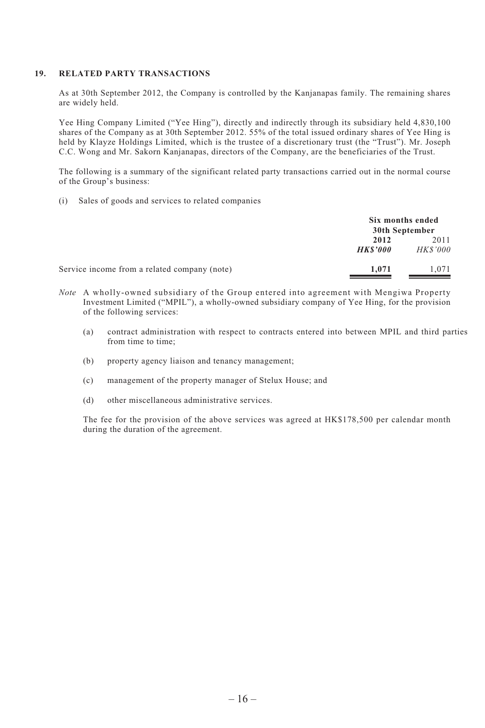## 19. RELATED PARTY TRANSACTIONS

As at 30th September 2012, the Company is controlled by the Kanjanapas family. The remaining shares are widely held.

Yee Hing Company Limited ("Yee Hing"), directly and indirectly through its subsidiary held 4,830,100 shares of the Company as at 30th September 2012. 55% of the total issued ordinary shares of Yee Hing is held by Klayze Holdings Limited, which is the trustee of a discretionary trust (the "Trust"). Mr. Joseph C.C. Wong and Mr. Sakorn Kanjanapas, directors of the Company, are the beneficiaries of the Trust.

The following is a summary of the significant related party transactions carried out in the normal course of the Group's business:

(i) Sales of goods and services to related companies

| | Six months ended 30th September | |
|---|---|---|
| | **2012** | 2011 |
| | ***HK$'000*** | *HK$'000* |
| Service income from a related company (note) | **1,071** | 1,071 |

*Note* A wholly-owned subsidiary of the Group entered into agreement with Mengiwa Property Investment Limited ("MPIL"), a wholly-owned subsidiary company of Yee Hing, for the provision of the following services:

(a) contract administration with respect to contracts entered into between MPIL and third parties from time to time;

(b) property agency liaison and tenancy management;

(c) management of the property manager of Stelux House; and

(d) other miscellaneous administrative services.

The fee for the provision of the above services was agreed at HK$178,500 per calendar month during the duration of the agreement.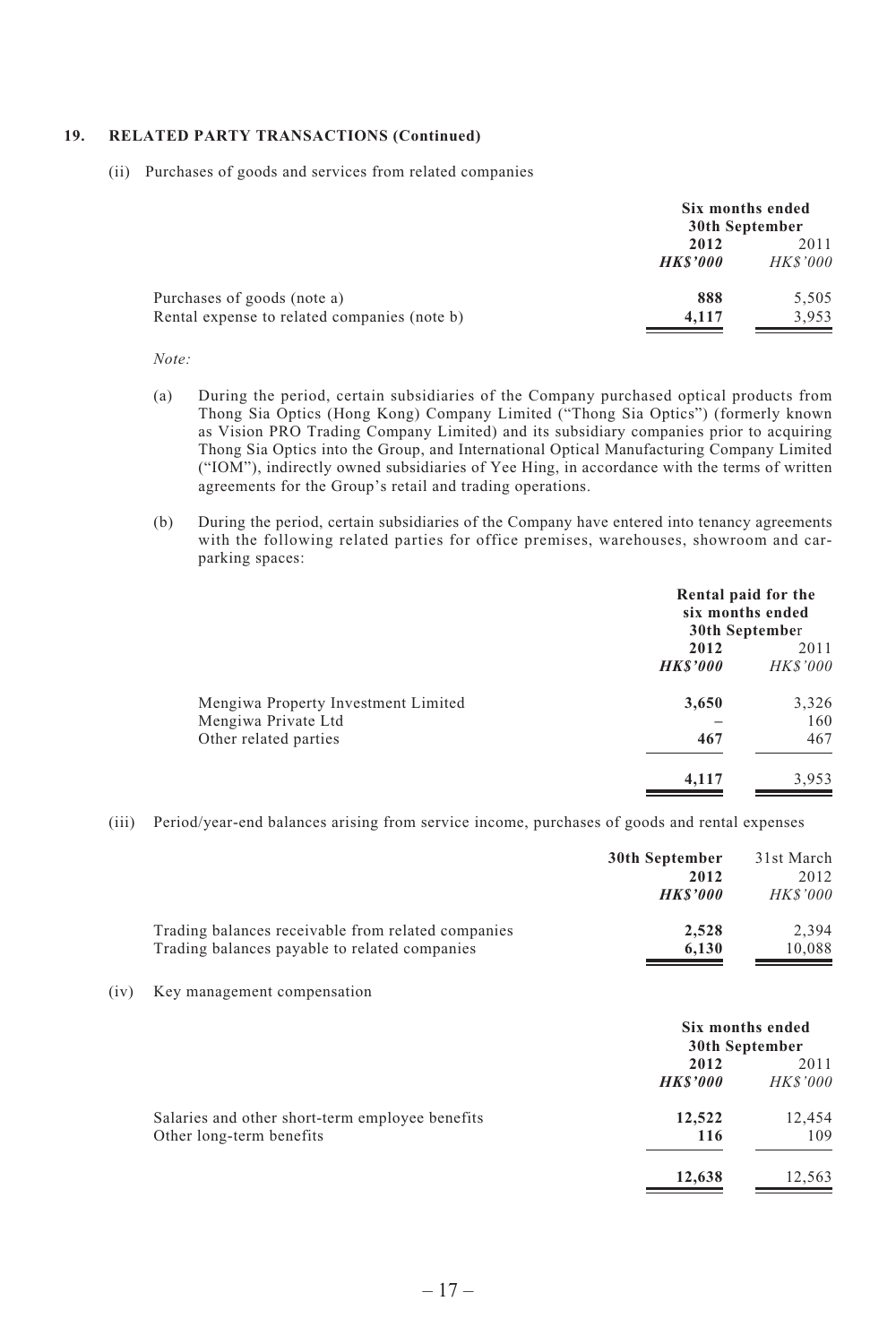## 19. RELATED PARTY TRANSACTIONS (Continued)

(ii) Purchases of goods and services from related companies

| | Six months ended 30th September | |
|---|---|---|
| | **2012** | 2011 |
| | ***HK$'000*** | *HK$'000* |
| Purchases of goods (note a) | **888** | 5,505 |
| Rental expense to related companies (note b) | **4,117** | 3,953 |

*Note:*

(a) During the period, certain subsidiaries of the Company purchased optical products from Thong Sia Optics (Hong Kong) Company Limited ("Thong Sia Optics") (formerly known as Vision PRO Trading Company Limited) and its subsidiary companies prior to acquiring Thong Sia Optics into the Group, and International Optical Manufacturing Company Limited ("IOM"), indirectly owned subsidiaries of Yee Hing, in accordance with the terms of written agreements for the Group's retail and trading operations.

(b) During the period, certain subsidiaries of the Company have entered into tenancy agreements with the following related parties for office premises, warehouses, showroom and car-parking spaces:

| | Rental paid for the six months ended 30th September | |
|---|---|---|
| | **2012** | 2011 |
| | ***HK$'000*** | *HK$'000* |
| Mengiwa Property Investment Limited | **3,650** | 3,326 |
| Mengiwa Private Ltd | **–** | 160 |
| Other related parties | **467** | 467 |
| | **4,117** | 3,953 |

(iii) Period/year-end balances arising from service income, purchases of goods and rental expenses

| | **30th September 2012** | 31st March 2012 |
|---|---|---|
| | ***HK$'000*** | *HK$'000* |
| Trading balances receivable from related companies | **2,528** | 2,394 |
| Trading balances payable to related companies | **6,130** | 10,088 |

(iv) Key management compensation

| | Six months ended 30th September | |
|---|---|---|
| | **2012** | 2011 |
| | ***HK$'000*** | *HK$'000* |
| Salaries and other short-term employee benefits | **12,522** | 12,454 |
| Other long-term benefits | **116** | 109 |
| | **12,638** | 12,563 |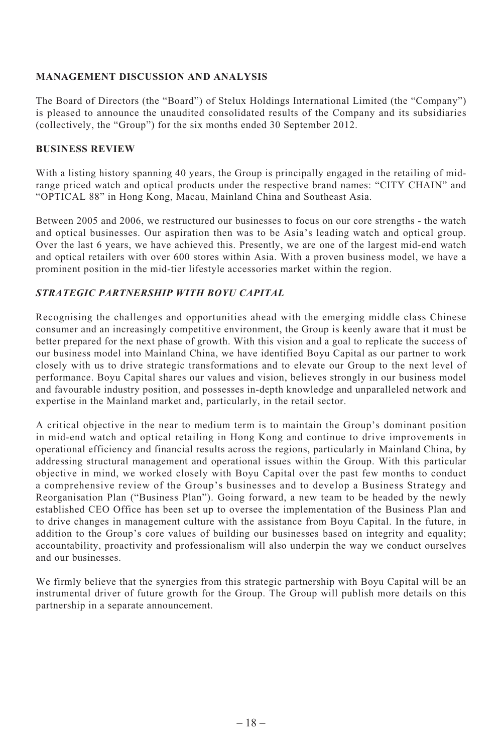## MANAGEMENT DISCUSSION AND ANALYSIS

The Board of Directors (the "Board") of Stelux Holdings International Limited (the "Company") is pleased to announce the unaudited consolidated results of the Company and its subsidiaries (collectively, the "Group") for the six months ended 30 September 2012.

## BUSINESS REVIEW

With a listing history spanning 40 years, the Group is principally engaged in the retailing of mid-range priced watch and optical products under the respective brand names: "CITY CHAIN" and "OPTICAL 88" in Hong Kong, Macau, Mainland China and Southeast Asia.

Between 2005 and 2006, we restructured our businesses to focus on our core strengths - the watch and optical businesses. Our aspiration then was to be Asia's leading watch and optical group. Over the last 6 years, we have achieved this. Presently, we are one of the largest mid-end watch and optical retailers with over 600 stores within Asia. With a proven business model, we have a prominent position in the mid-tier lifestyle accessories market within the region.

### *STRATEGIC PARTNERSHIP WITH BOYU CAPITAL*

Recognising the challenges and opportunities ahead with the emerging middle class Chinese consumer and an increasingly competitive environment, the Group is keenly aware that it must be better prepared for the next phase of growth. With this vision and a goal to replicate the success of our business model into Mainland China, we have identified Boyu Capital as our partner to work closely with us to drive strategic transformations and to elevate our Group to the next level of performance. Boyu Capital shares our values and vision, believes strongly in our business model and favourable industry position, and possesses in-depth knowledge and unparalleled network and expertise in the Mainland market and, particularly, in the retail sector.

A critical objective in the near to medium term is to maintain the Group's dominant position in mid-end watch and optical retailing in Hong Kong and continue to drive improvements in operational efficiency and financial results across the regions, particularly in Mainland China, by addressing structural management and operational issues within the Group. With this particular objective in mind, we worked closely with Boyu Capital over the past few months to conduct a comprehensive review of the Group's businesses and to develop a Business Strategy and Reorganisation Plan ("Business Plan"). Going forward, a new team to be headed by the newly established CEO Office has been set up to oversee the implementation of the Business Plan and to drive changes in management culture with the assistance from Boyu Capital. In the future, in addition to the Group's core values of building our businesses based on integrity and equality; accountability, proactivity and professionalism will also underpin the way we conduct ourselves and our businesses.

We firmly believe that the synergies from this strategic partnership with Boyu Capital will be an instrumental driver of future growth for the Group. The Group will publish more details on this partnership in a separate announcement.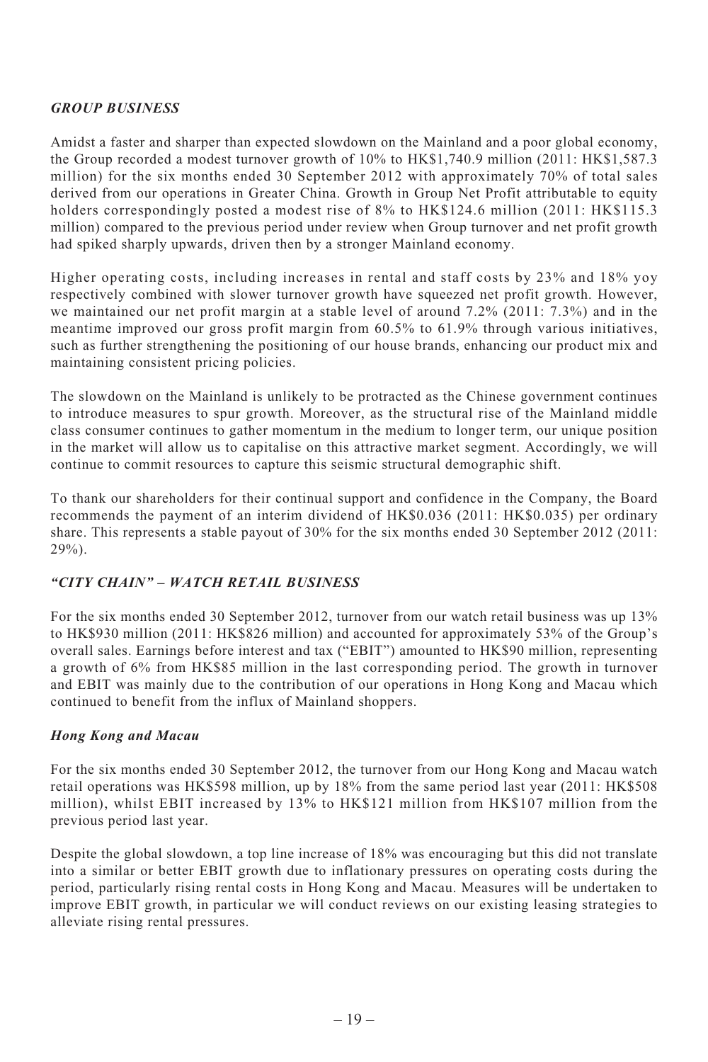### *GROUP BUSINESS*

Amidst a faster and sharper than expected slowdown on the Mainland and a poor global economy, the Group recorded a modest turnover growth of 10% to HK$1,740.9 million (2011: HK$1,587.3 million) for the six months ended 30 September 2012 with approximately 70% of total sales derived from our operations in Greater China. Growth in Group Net Profit attributable to equity holders correspondingly posted a modest rise of 8% to HK$124.6 million (2011: HK$115.3 million) compared to the previous period under review when Group turnover and net profit growth had spiked sharply upwards, driven then by a stronger Mainland economy.

Higher operating costs, including increases in rental and staff costs by 23% and 18% yoy respectively combined with slower turnover growth have squeezed net profit growth. However, we maintained our net profit margin at a stable level of around 7.2% (2011: 7.3%) and in the meantime improved our gross profit margin from 60.5% to 61.9% through various initiatives, such as further strengthening the positioning of our house brands, enhancing our product mix and maintaining consistent pricing policies.

The slowdown on the Mainland is unlikely to be protracted as the Chinese government continues to introduce measures to spur growth. Moreover, as the structural rise of the Mainland middle class consumer continues to gather momentum in the medium to longer term, our unique position in the market will allow us to capitalise on this attractive market segment. Accordingly, we will continue to commit resources to capture this seismic structural demographic shift.

To thank our shareholders for their continual support and confidence in the Company, the Board recommends the payment of an interim dividend of HK$0.036 (2011: HK$0.035) per ordinary share. This represents a stable payout of 30% for the six months ended 30 September 2012 (2011: 29%).

### *"CITY CHAIN" – WATCH RETAIL BUSINESS*

For the six months ended 30 September 2012, turnover from our watch retail business was up 13% to HK$930 million (2011: HK$826 million) and accounted for approximately 53% of the Group's overall sales. Earnings before interest and tax ("EBIT") amounted to HK$90 million, representing a growth of 6% from HK$85 million in the last corresponding period. The growth in turnover and EBIT was mainly due to the contribution of our operations in Hong Kong and Macau which continued to benefit from the influx of Mainland shoppers.

#### *Hong Kong and Macau*

For the six months ended 30 September 2012, the turnover from our Hong Kong and Macau watch retail operations was HK$598 million, up by 18% from the same period last year (2011: HK$508 million), whilst EBIT increased by 13% to HK$121 million from HK$107 million from the previous period last year.

Despite the global slowdown, a top line increase of 18% was encouraging but this did not translate into a similar or better EBIT growth due to inflationary pressures on operating costs during the period, particularly rising rental costs in Hong Kong and Macau. Measures will be undertaken to improve EBIT growth, in particular we will conduct reviews on our existing leasing strategies to alleviate rising rental pressures.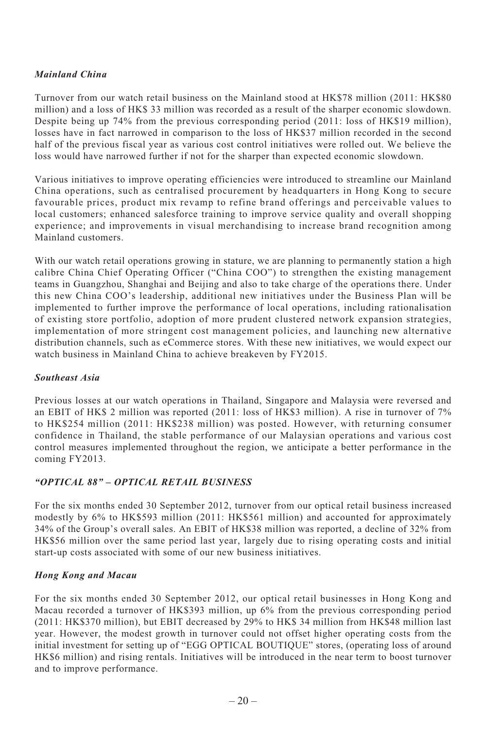*Mainland China*

Turnover from our watch retail business on the Mainland stood at HK$78 million (2011: HK$80 million) and a loss of HK$ 33 million was recorded as a result of the sharper economic slowdown. Despite being up 74% from the previous corresponding period (2011: loss of HK$19 million), losses have in fact narrowed in comparison to the loss of HK$37 million recorded in the second half of the previous fiscal year as various cost control initiatives were rolled out. We believe the loss would have narrowed further if not for the sharper than expected economic slowdown.

Various initiatives to improve operating efficiencies were introduced to streamline our Mainland China operations, such as centralised procurement by headquarters in Hong Kong to secure favourable prices, product mix revamp to refine brand offerings and perceivable values to local customers; enhanced salesforce training to improve service quality and overall shopping experience; and improvements in visual merchandising to increase brand recognition among Mainland customers.

With our watch retail operations growing in stature, we are planning to permanently station a high calibre China Chief Operating Officer ("China COO") to strengthen the existing management teams in Guangzhou, Shanghai and Beijing and also to take charge of the operations there. Under this new China COO's leadership, additional new initiatives under the Business Plan will be implemented to further improve the performance of local operations, including rationalisation of existing store portfolio, adoption of more prudent clustered network expansion strategies, implementation of more stringent cost management policies, and launching new alternative distribution channels, such as eCommerce stores. With these new initiatives, we would expect our watch business in Mainland China to achieve breakeven by FY2015.

*Southeast Asia*

Previous losses at our watch operations in Thailand, Singapore and Malaysia were reversed and an EBIT of HK$ 2 million was reported (2011: loss of HK$3 million). A rise in turnover of 7% to HK$254 million (2011: HK$238 million) was posted. However, with returning consumer confidence in Thailand, the stable performance of our Malaysian operations and various cost control measures implemented throughout the region, we anticipate a better performance in the coming FY2013.

*"OPTICAL 88" – OPTICAL RETAIL BUSINESS*

For the six months ended 30 September 2012, turnover from our optical retail business increased modestly by 6% to HK$593 million (2011: HK$561 million) and accounted for approximately 34% of the Group's overall sales. An EBIT of HK$38 million was reported, a decline of 32% from HK$56 million over the same period last year, largely due to rising operating costs and initial start-up costs associated with some of our new business initiatives.

*Hong Kong and Macau*

For the six months ended 30 September 2012, our optical retail businesses in Hong Kong and Macau recorded a turnover of HK$393 million, up 6% from the previous corresponding period (2011: HK$370 million), but EBIT decreased by 29% to HK$ 34 million from HK$48 million last year. However, the modest growth in turnover could not offset higher operating costs from the initial investment for setting up of "EGG OPTICAL BOUTIQUE" stores, (operating loss of around HK$6 million) and rising rentals. Initiatives will be introduced in the near term to boost turnover and to improve performance.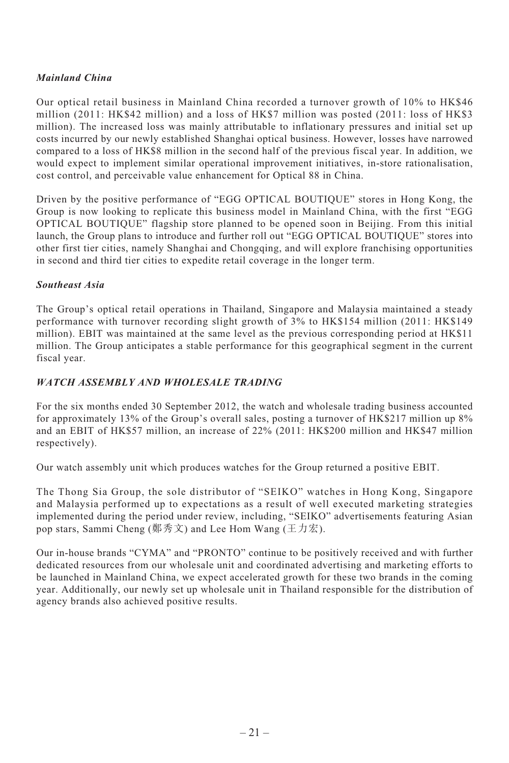### *Mainland China*

Our optical retail business in Mainland China recorded a turnover growth of 10% to HK$46 million (2011: HK$42 million) and a loss of HK$7 million was posted (2011: loss of HK$3 million). The increased loss was mainly attributable to inflationary pressures and initial set up costs incurred by our newly established Shanghai optical business. However, losses have narrowed compared to a loss of HK$8 million in the second half of the previous fiscal year. In addition, we would expect to implement similar operational improvement initiatives, in-store rationalisation, cost control, and perceivable value enhancement for Optical 88 in China.

Driven by the positive performance of "EGG OPTICAL BOUTIQUE" stores in Hong Kong, the Group is now looking to replicate this business model in Mainland China, with the first "EGG OPTICAL BOUTIQUE" flagship store planned to be opened soon in Beijing. From this initial launch, the Group plans to introduce and further roll out "EGG OPTICAL BOUTIQUE" stores into other first tier cities, namely Shanghai and Chongqing, and will explore franchising opportunities in second and third tier cities to expedite retail coverage in the longer term.

### *Southeast Asia*

The Group's optical retail operations in Thailand, Singapore and Malaysia maintained a steady performance with turnover recording slight growth of 3% to HK$154 million (2011: HK$149 million). EBIT was maintained at the same level as the previous corresponding period at HK$11 million. The Group anticipates a stable performance for this geographical segment in the current fiscal year.

## *WATCH ASSEMBLY AND WHOLESALE TRADING*

For the six months ended 30 September 2012, the watch and wholesale trading business accounted for approximately 13% of the Group's overall sales, posting a turnover of HK$217 million up 8% and an EBIT of HK$57 million, an increase of 22% (2011: HK$200 million and HK$47 million respectively).

Our watch assembly unit which produces watches for the Group returned a positive EBIT.

The Thong Sia Group, the sole distributor of "SEIKO" watches in Hong Kong, Singapore and Malaysia performed up to expectations as a result of well executed marketing strategies implemented during the period under review, including, "SEIKO" advertisements featuring Asian pop stars, Sammi Cheng (鄭秀文) and Lee Hom Wang (王力宏).

Our in-house brands "CYMA" and "PRONTO" continue to be positively received and with further dedicated resources from our wholesale unit and coordinated advertising and marketing efforts to be launched in Mainland China, we expect accelerated growth for these two brands in the coming year. Additionally, our newly set up wholesale unit in Thailand responsible for the distribution of agency brands also achieved positive results.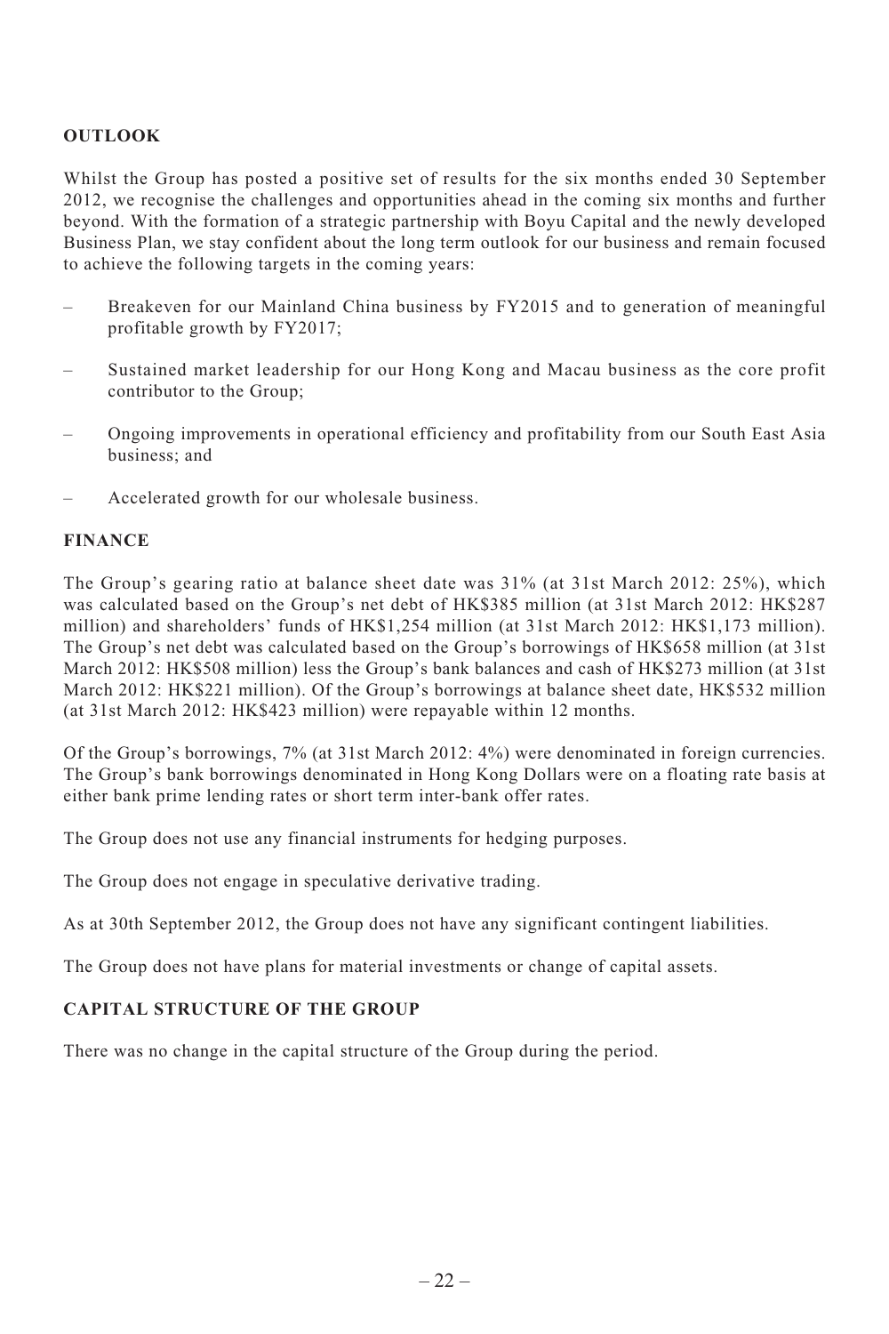## OUTLOOK

Whilst the Group has posted a positive set of results for the six months ended 30 September 2012, we recognise the challenges and opportunities ahead in the coming six months and further beyond. With the formation of a strategic partnership with Boyu Capital and the newly developed Business Plan, we stay confident about the long term outlook for our business and remain focused to achieve the following targets in the coming years:

– Breakeven for our Mainland China business by FY2015 and to generation of meaningful profitable growth by FY2017;

– Sustained market leadership for our Hong Kong and Macau business as the core profit contributor to the Group;

– Ongoing improvements in operational efficiency and profitability from our South East Asia business; and

– Accelerated growth for our wholesale business.

## FINANCE

The Group's gearing ratio at balance sheet date was 31% (at 31st March 2012: 25%), which was calculated based on the Group's net debt of HK$385 million (at 31st March 2012: HK$287 million) and shareholders' funds of HK$1,254 million (at 31st March 2012: HK$1,173 million). The Group's net debt was calculated based on the Group's borrowings of HK$658 million (at 31st March 2012: HK$508 million) less the Group's bank balances and cash of HK$273 million (at 31st March 2012: HK$221 million). Of the Group's borrowings at balance sheet date, HK$532 million (at 31st March 2012: HK$423 million) were repayable within 12 months.

Of the Group's borrowings, 7% (at 31st March 2012: 4%) were denominated in foreign currencies. The Group's bank borrowings denominated in Hong Kong Dollars were on a floating rate basis at either bank prime lending rates or short term inter-bank offer rates.

The Group does not use any financial instruments for hedging purposes.

The Group does not engage in speculative derivative trading.

As at 30th September 2012, the Group does not have any significant contingent liabilities.

The Group does not have plans for material investments or change of capital assets.

## CAPITAL STRUCTURE OF THE GROUP

There was no change in the capital structure of the Group during the period.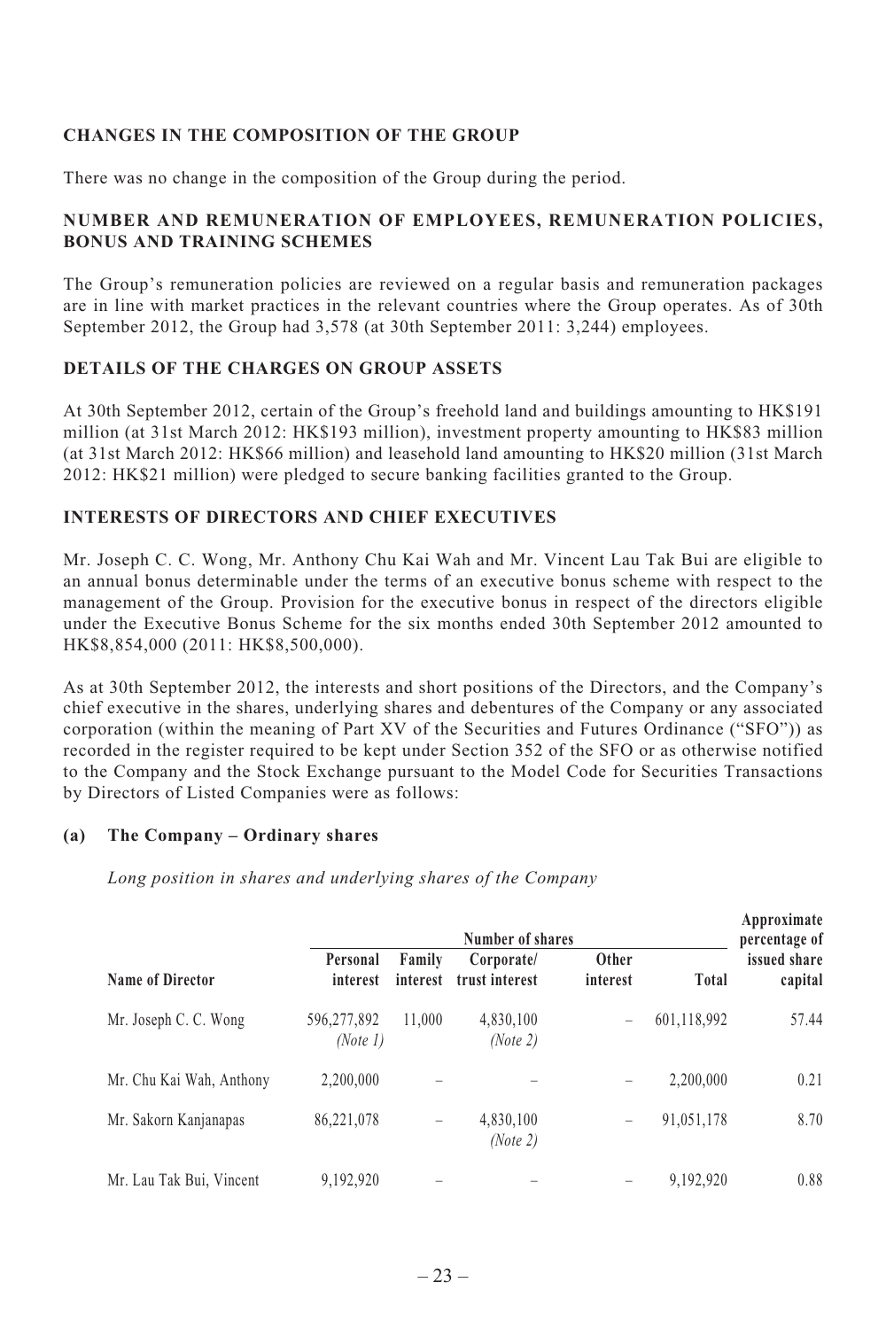## CHANGES IN THE COMPOSITION OF THE GROUP

There was no change in the composition of the Group during the period.

## NUMBER AND REMUNERATION OF EMPLOYEES, REMUNERATION POLICIES, BONUS AND TRAINING SCHEMES

The Group's remuneration policies are reviewed on a regular basis and remuneration packages are in line with market practices in the relevant countries where the Group operates. As of 30th September 2012, the Group had 3,578 (at 30th September 2011: 3,244) employees.

## DETAILS OF THE CHARGES ON GROUP ASSETS

At 30th September 2012, certain of the Group's freehold land and buildings amounting to HK$191 million (at 31st March 2012: HK$193 million), investment property amounting to HK$83 million (at 31st March 2012: HK$66 million) and leasehold land amounting to HK$20 million (31st March 2012: HK$21 million) were pledged to secure banking facilities granted to the Group.

## INTERESTS OF DIRECTORS AND CHIEF EXECUTIVES

Mr. Joseph C. C. Wong, Mr. Anthony Chu Kai Wah and Mr. Vincent Lau Tak Bui are eligible to an annual bonus determinable under the terms of an executive bonus scheme with respect to the management of the Group. Provision for the executive bonus in respect of the directors eligible under the Executive Bonus Scheme for the six months ended 30th September 2012 amounted to HK$8,854,000 (2011: HK$8,500,000).

As at 30th September 2012, the interests and short positions of the Directors, and the Company's chief executive in the shares, underlying shares and debentures of the Company or any associated corporation (within the meaning of Part XV of the Securities and Futures Ordinance ("SFO")) as recorded in the register required to be kept under Section 352 of the SFO or as otherwise notified to the Company and the Stock Exchange pursuant to the Model Code for Securities Transactions by Directors of Listed Companies were as follows:

### (a) The Company – Ordinary shares

*Long position in shares and underlying shares of the Company*

| Name of Director | Number of shares | | | | | Approximate percentage of issued share capital |
|---|---|---|---|---|---|---|
| | Personal interest | Family interest | Corporate/ trust interest | Other interest | Total | |
| Mr. Joseph C. C. Wong | 596,277,892 *(Note 1)* | 11,000 | 4,830,100 *(Note 2)* | – | 601,118,992 | 57.44 |
| Mr. Chu Kai Wah, Anthony | 2,200,000 | – | – | – | 2,200,000 | 0.21 |
| Mr. Sakorn Kanjanapas | 86,221,078 | – | 4,830,100 *(Note 2)* | – | 91,051,178 | 8.70 |
| Mr. Lau Tak Bui, Vincent | 9,192,920 | – | – | – | 9,192,920 | 0.88 |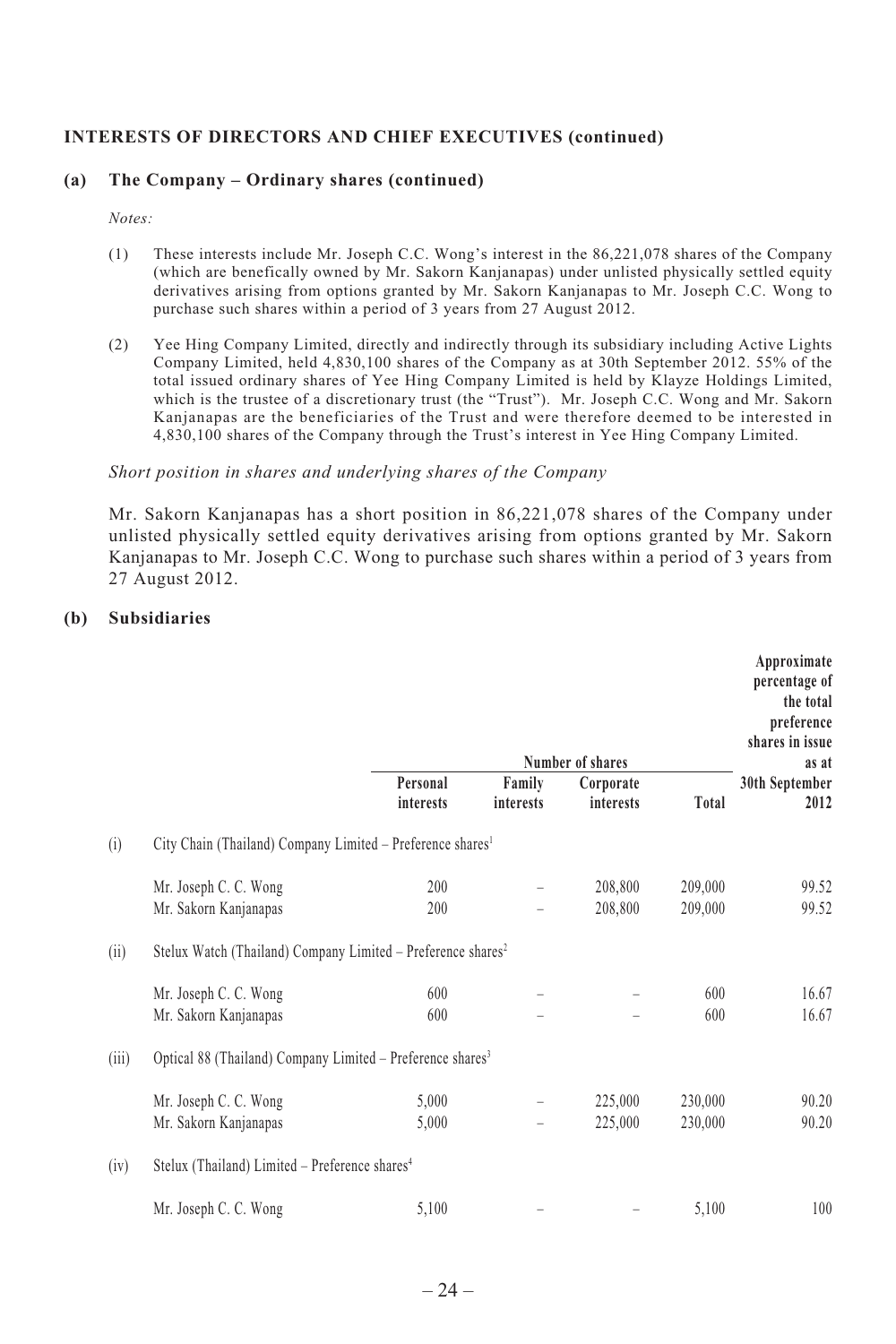**INTERESTS OF DIRECTORS AND CHIEF EXECUTIVES (continued)**

**(a) The Company – Ordinary shares (continued)**

*Notes:*

(1) These interests include Mr. Joseph C.C. Wong's interest in the 86,221,078 shares of the Company (which are benefically owned by Mr. Sakorn Kanjanapas) under unlisted physically settled equity derivatives arising from options granted by Mr. Sakorn Kanjanapas to Mr. Joseph C.C. Wong to purchase such shares within a period of 3 years from 27 August 2012.

(2) Yee Hing Company Limited, directly and indirectly through its subsidiary including Active Lights Company Limited, held 4,830,100 shares of the Company as at 30th September 2012. 55% of the total issued ordinary shares of Yee Hing Company Limited is held by Klayze Holdings Limited, which is the trustee of a discretionary trust (the "Trust"). Mr. Joseph C.C. Wong and Mr. Sakorn Kanjanapas are the beneficiaries of the Trust and were therefore deemed to be interested in 4,830,100 shares of the Company through the Trust's interest in Yee Hing Company Limited.

*Short position in shares and underlying shares of the Company*

Mr. Sakorn Kanjanapas has a short position in 86,221,078 shares of the Company under unlisted physically settled equity derivatives arising from options granted by Mr. Sakorn Kanjanapas to Mr. Joseph C.C. Wong to purchase such shares within a period of 3 years from 27 August 2012.

**(b) Subsidiaries**

| | | Number of shares | | | | Approximate percentage of the total preference shares in issue as at |
|---|---|---|---|---|---|---|
| | | Personal interests | Family interests | Corporate interests | Total | 30th September 2012 |
| (i) | City Chain (Thailand) Company Limited – Preference shares[1] | | | | | |
| | Mr. Joseph C. C. Wong | 200 | – | 208,800 | 209,000 | 99.52 |
| | Mr. Sakorn Kanjanapas | 200 | – | 208,800 | 209,000 | 99.52 |
| (ii) | Stelux Watch (Thailand) Company Limited – Preference shares[2] | | | | | |
| | Mr. Joseph C. C. Wong | 600 | – | – | 600 | 16.67 |
| | Mr. Sakorn Kanjanapas | 600 | – | – | 600 | 16.67 |
| (iii) | Optical 88 (Thailand) Company Limited – Preference shares[3] | | | | | |
| | Mr. Joseph C. C. Wong | 5,000 | – | 225,000 | 230,000 | 90.20 |
| | Mr. Sakorn Kanjanapas | 5,000 | – | 225,000 | 230,000 | 90.20 |
| (iv) | Stelux (Thailand) Limited – Preference shares[4] | | | | | |
| | Mr. Joseph C. C. Wong | 5,100 | – | – | 5,100 | 100 |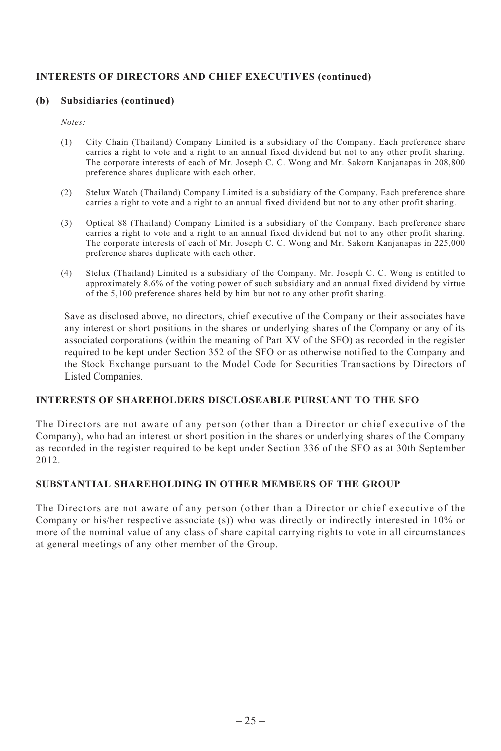## INTERESTS OF DIRECTORS AND CHIEF EXECUTIVES (continued)

### (b) Subsidiaries (continued)

*Notes:*

(1) City Chain (Thailand) Company Limited is a subsidiary of the Company. Each preference share carries a right to vote and a right to an annual fixed dividend but not to any other profit sharing. The corporate interests of each of Mr. Joseph C. C. Wong and Mr. Sakorn Kanjanapas in 208,800 preference shares duplicate with each other.

(2) Stelux Watch (Thailand) Company Limited is a subsidiary of the Company. Each preference share carries a right to vote and a right to an annual fixed dividend but not to any other profit sharing.

(3) Optical 88 (Thailand) Company Limited is a subsidiary of the Company. Each preference share carries a right to vote and a right to an annual fixed dividend but not to any other profit sharing. The corporate interests of each of Mr. Joseph C. C. Wong and Mr. Sakorn Kanjanapas in 225,000 preference shares duplicate with each other.

(4) Stelux (Thailand) Limited is a subsidiary of the Company. Mr. Joseph C. C. Wong is entitled to approximately 8.6% of the voting power of such subsidiary and an annual fixed dividend by virtue of the 5,100 preference shares held by him but not to any other profit sharing.

Save as disclosed above, no directors, chief executive of the Company or their associates have any interest or short positions in the shares or underlying shares of the Company or any of its associated corporations (within the meaning of Part XV of the SFO) as recorded in the register required to be kept under Section 352 of the SFO or as otherwise notified to the Company and the Stock Exchange pursuant to the Model Code for Securities Transactions by Directors of Listed Companies.

## INTERESTS OF SHAREHOLDERS DISCLOSEABLE PURSUANT TO THE SFO

The Directors are not aware of any person (other than a Director or chief executive of the Company), who had an interest or short position in the shares or underlying shares of the Company as recorded in the register required to be kept under Section 336 of the SFO as at 30th September 2012.

## SUBSTANTIAL SHAREHOLDING IN OTHER MEMBERS OF THE GROUP

The Directors are not aware of any person (other than a Director or chief executive of the Company or his/her respective associate (s)) who was directly or indirectly interested in 10% or more of the nominal value of any class of share capital carrying rights to vote in all circumstances at general meetings of any other member of the Group.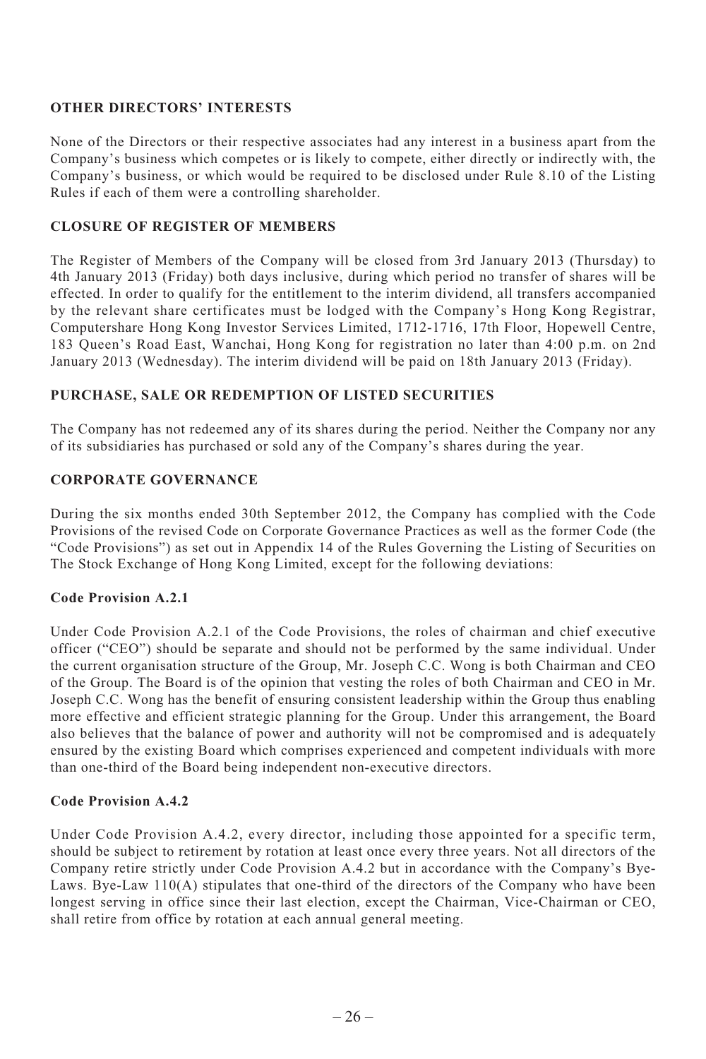## OTHER DIRECTORS' INTERESTS

None of the Directors or their respective associates had any interest in a business apart from the Company's business which competes or is likely to compete, either directly or indirectly with, the Company's business, or which would be required to be disclosed under Rule 8.10 of the Listing Rules if each of them were a controlling shareholder.

## CLOSURE OF REGISTER OF MEMBERS

The Register of Members of the Company will be closed from 3rd January 2013 (Thursday) to 4th January 2013 (Friday) both days inclusive, during which period no transfer of shares will be effected. In order to qualify for the entitlement to the interim dividend, all transfers accompanied by the relevant share certificates must be lodged with the Company's Hong Kong Registrar, Computershare Hong Kong Investor Services Limited, 1712-1716, 17th Floor, Hopewell Centre, 183 Queen's Road East, Wanchai, Hong Kong for registration no later than 4:00 p.m. on 2nd January 2013 (Wednesday). The interim dividend will be paid on 18th January 2013 (Friday).

## PURCHASE, SALE OR REDEMPTION OF LISTED SECURITIES

The Company has not redeemed any of its shares during the period. Neither the Company nor any of its subsidiaries has purchased or sold any of the Company's shares during the year.

## CORPORATE GOVERNANCE

During the six months ended 30th September 2012, the Company has complied with the Code Provisions of the revised Code on Corporate Governance Practices as well as the former Code (the "Code Provisions") as set out in Appendix 14 of the Rules Governing the Listing of Securities on The Stock Exchange of Hong Kong Limited, except for the following deviations:

### Code Provision A.2.1

Under Code Provision A.2.1 of the Code Provisions, the roles of chairman and chief executive officer ("CEO") should be separate and should not be performed by the same individual. Under the current organisation structure of the Group, Mr. Joseph C.C. Wong is both Chairman and CEO of the Group. The Board is of the opinion that vesting the roles of both Chairman and CEO in Mr. Joseph C.C. Wong has the benefit of ensuring consistent leadership within the Group thus enabling more effective and efficient strategic planning for the Group. Under this arrangement, the Board also believes that the balance of power and authority will not be compromised and is adequately ensured by the existing Board which comprises experienced and competent individuals with more than one-third of the Board being independent non-executive directors.

### Code Provision A.4.2

Under Code Provision A.4.2, every director, including those appointed for a specific term, should be subject to retirement by rotation at least once every three years. Not all directors of the Company retire strictly under Code Provision A.4.2 but in accordance with the Company's Bye-Laws. Bye-Law 110(A) stipulates that one-third of the directors of the Company who have been longest serving in office since their last election, except the Chairman, Vice-Chairman or CEO, shall retire from office by rotation at each annual general meeting.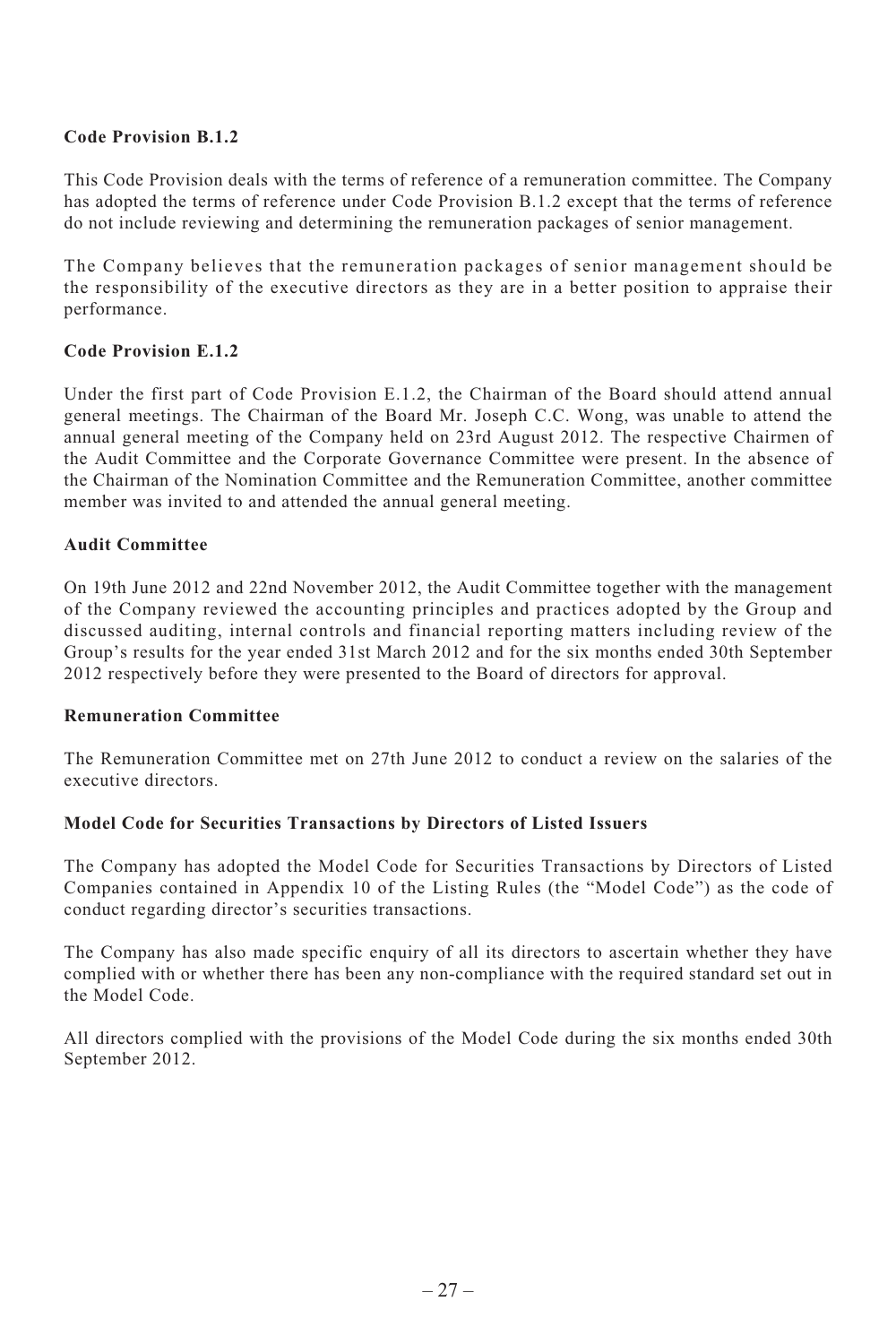**Code Provision B.1.2**

This Code Provision deals with the terms of reference of a remuneration committee. The Company has adopted the terms of reference under Code Provision B.1.2 except that the terms of reference do not include reviewing and determining the remuneration packages of senior management.

The Company believes that the remuneration packages of senior management should be the responsibility of the executive directors as they are in a better position to appraise their performance.

**Code Provision E.1.2**

Under the first part of Code Provision E.1.2, the Chairman of the Board should attend annual general meetings. The Chairman of the Board Mr. Joseph C.C. Wong, was unable to attend the annual general meeting of the Company held on 23rd August 2012. The respective Chairmen of the Audit Committee and the Corporate Governance Committee were present. In the absence of the Chairman of the Nomination Committee and the Remuneration Committee, another committee member was invited to and attended the annual general meeting.

**Audit Committee**

On 19th June 2012 and 22nd November 2012, the Audit Committee together with the management of the Company reviewed the accounting principles and practices adopted by the Group and discussed auditing, internal controls and financial reporting matters including review of the Group's results for the year ended 31st March 2012 and for the six months ended 30th September 2012 respectively before they were presented to the Board of directors for approval.

**Remuneration Committee**

The Remuneration Committee met on 27th June 2012 to conduct a review on the salaries of the executive directors.

**Model Code for Securities Transactions by Directors of Listed Issuers**

The Company has adopted the Model Code for Securities Transactions by Directors of Listed Companies contained in Appendix 10 of the Listing Rules (the "Model Code") as the code of conduct regarding director's securities transactions.

The Company has also made specific enquiry of all its directors to ascertain whether they have complied with or whether there has been any non-compliance with the required standard set out in the Model Code.

All directors complied with the provisions of the Model Code during the six months ended 30th September 2012.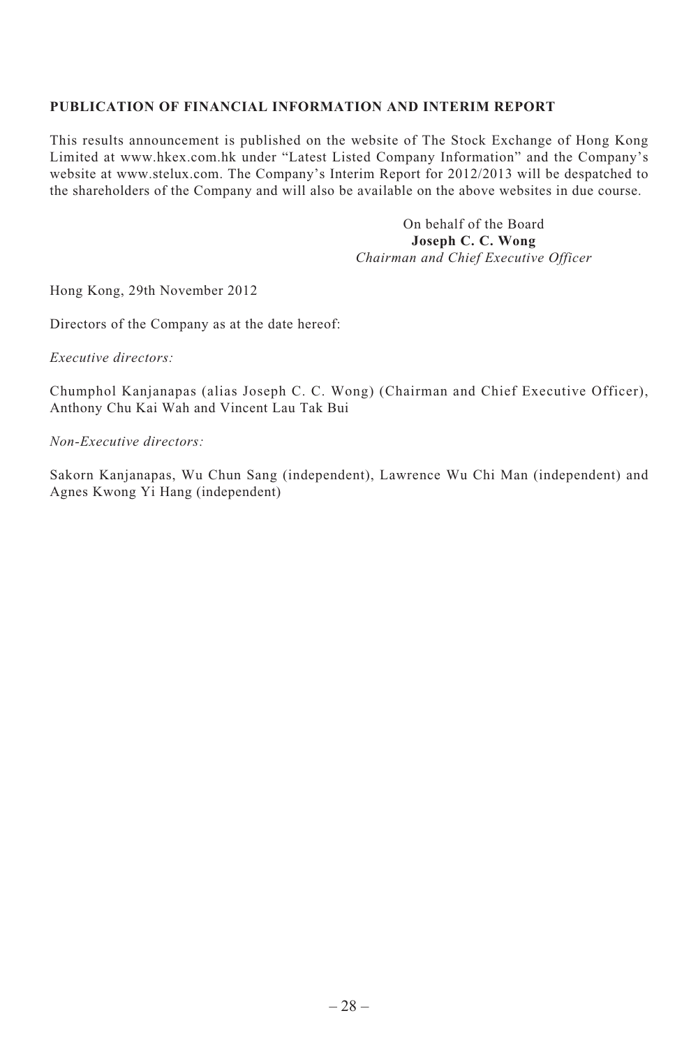**PUBLICATION OF FINANCIAL INFORMATION AND INTERIM REPORT**

This results announcement is published on the website of The Stock Exchange of Hong Kong Limited at www.hkex.com.hk under "Latest Listed Company Information" and the Company's website at www.stelux.com. The Company's Interim Report for 2012/2013 will be despatched to the shareholders of the Company and will also be available on the above websites in due course.

On behalf of the Board
**Joseph C. C. Wong**
*Chairman and Chief Executive Officer*

Hong Kong, 29th November 2012

Directors of the Company as at the date hereof:

*Executive directors:*

Chumphol Kanjanapas (alias Joseph C. C. Wong) (Chairman and Chief Executive Officer), Anthony Chu Kai Wah and Vincent Lau Tak Bui

*Non-Executive directors:*

Sakorn Kanjanapas, Wu Chun Sang (independent), Lawrence Wu Chi Man (independent) and Agnes Kwong Yi Hang (independent)